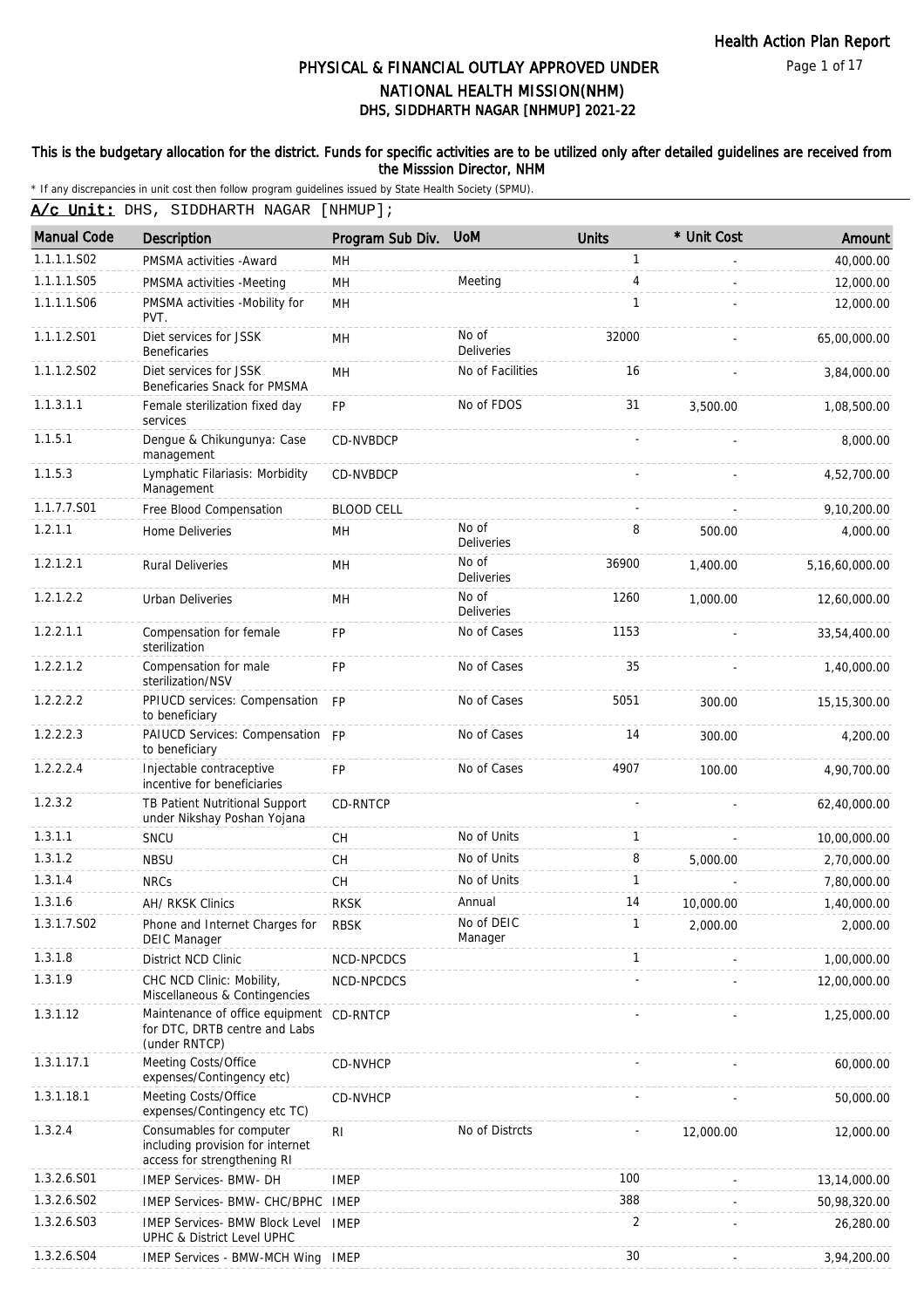# PHYSICAL & FINANCIAL OUTLAY APPROVED UNDER NATIONAL HEALTH MISSION(NHM)

## DHS, SIDDHARTH NAGAR [NHMUP] 2021-22

**This is the budgetary allocation for the district. Funds for specific activities are to be utilized only after detailed guidelines are received from the Misssion Director, NHM**

\* If any discrepancies in unit cost then follow program guidelines issued by State Health Society (SPMU).

**A/c Unit:** DHS, SIDDHARTH NAGAR [NHMUP];

| Manual Code | Description | Program Sub Div. | UoM | Units | * Unit Cost | Amount |
|---|---|---|---|---|---|---|
| 1.1.1.1.S02 | PMSMA activities -Award | MH | | 1 | - | 40,000.00 |
| 1.1.1.1.S05 | PMSMA activities -Meeting | MH | Meeting | 4 | - | 12,000.00 |
| 1.1.1.1.S06 | PMSMA activities -Mobility for PVT. | MH | | 1 | - | 12,000.00 |
| 1.1.1.2.S01 | Diet services for JSSK Beneficaries | MH | No of Deliveries | 32000 | - | 65,00,000.00 |
| 1.1.1.2.S02 | Diet services for JSSK Beneficaries Snack for PMSMA | MH | No of Facilities | 16 | - | 3,84,000.00 |
| 1.1.3.1.1 | Female sterilization fixed day services | FP | No of FDOS | 31 | 3,500.00 | 1,08,500.00 |
| 1.1.5.1 | Dengue & Chikungunya: Case management | CD-NVBDCP | | - | - | 8,000.00 |
| 1.1.5.3 | Lymphatic Filariasis: Morbidity Management | CD-NVBDCP | | - | - | 4,52,700.00 |
| 1.1.7.7.S01 | Free Blood Compensation | BLOOD CELL | | - | - | 9,10,200.00 |
| 1.2.1.1 | Home Deliveries | MH | No of Deliveries | 8 | 500.00 | 4,000.00 |
| 1.2.1.2.1 | Rural Deliveries | MH | No of Deliveries | 36900 | 1,400.00 | 5,16,60,000.00 |
| 1.2.1.2.2 | Urban Deliveries | MH | No of Deliveries | 1260 | 1,000.00 | 12,60,000.00 |
| 1.2.2.1.1 | Compensation for female sterilization | FP | No of Cases | 1153 | - | 33,54,400.00 |
| 1.2.2.1.2 | Compensation for male sterilization/NSV | FP | No of Cases | 35 | - | 1,40,000.00 |
| 1.2.2.2.2 | PPIUCD services: Compensation to beneficiary | FP | No of Cases | 5051 | 300.00 | 15,15,300.00 |
| 1.2.2.2.3 | PAIUCD Services: Compensation to beneficiary | FP | No of Cases | 14 | 300.00 | 4,200.00 |
| 1.2.2.2.4 | Injectable contraceptive incentive for beneficiaries | FP | No of Cases | 4907 | 100.00 | 4,90,700.00 |
| 1.2.3.2 | TB Patient Nutritional Support under Nikshay Poshan Yojana | CD-RNTCP | | - | - | 62,40,000.00 |
| 1.3.1.1 | SNCU | CH | No of Units | 1 | - | 10,00,000.00 |
| 1.3.1.2 | NBSU | CH | No of Units | 8 | 5,000.00 | 2,70,000.00 |
| 1.3.1.4 | NRCs | CH | No of Units | 1 | - | 7,80,000.00 |
| 1.3.1.6 | AH/ RKSK Clinics | RKSK | Annual | 14 | 10,000.00 | 1,40,000.00 |
| 1.3.1.7.S02 | Phone and Internet Charges for DEIC Manager | RBSK | No of DEIC Manager | 1 | 2,000.00 | 2,000.00 |
| 1.3.1.8 | District NCD Clinic | NCD-NPCDCS | | 1 | - | 1,00,000.00 |
| 1.3.1.9 | CHC NCD Clinic: Mobility, Miscellaneous & Contingencies | NCD-NPCDCS | | - | - | 12,00,000.00 |
| 1.3.1.12 | Maintenance of office equipment for DTC, DRTB centre and Labs (under RNTCP) | CD-RNTCP | | - | - | 1,25,000.00 |
| 1.3.1.17.1 | Meeting Costs/Office expenses/Contingency etc) | CD-NVHCP | | - | - | 60,000.00 |
| 1.3.1.18.1 | Meeting Costs/Office expenses/Contingency etc TC) | CD-NVHCP | | - | - | 50,000.00 |
| 1.3.2.4 | Consumables for computer including provision for internet access for strengthening RI | RI | No of Distrcts | - | 12,000.00 | 12,000.00 |
| 1.3.2.6.S01 | IMEP Services- BMW- DH | IMEP | | 100 | - | 13,14,000.00 |
| 1.3.2.6.S02 | IMEP Services- BMW- CHC/BPHC | IMEP | | 388 | - | 50,98,320.00 |
| 1.3.2.6.S03 | IMEP Services- BMW Block Level UPHC & District Level UPHC | IMEP | | 2 | - | 26,280.00 |
| 1.3.2.6.S04 | IMEP Services - BMW-MCH Wing | IMEP | | 30 | - | 3,94,200.00 |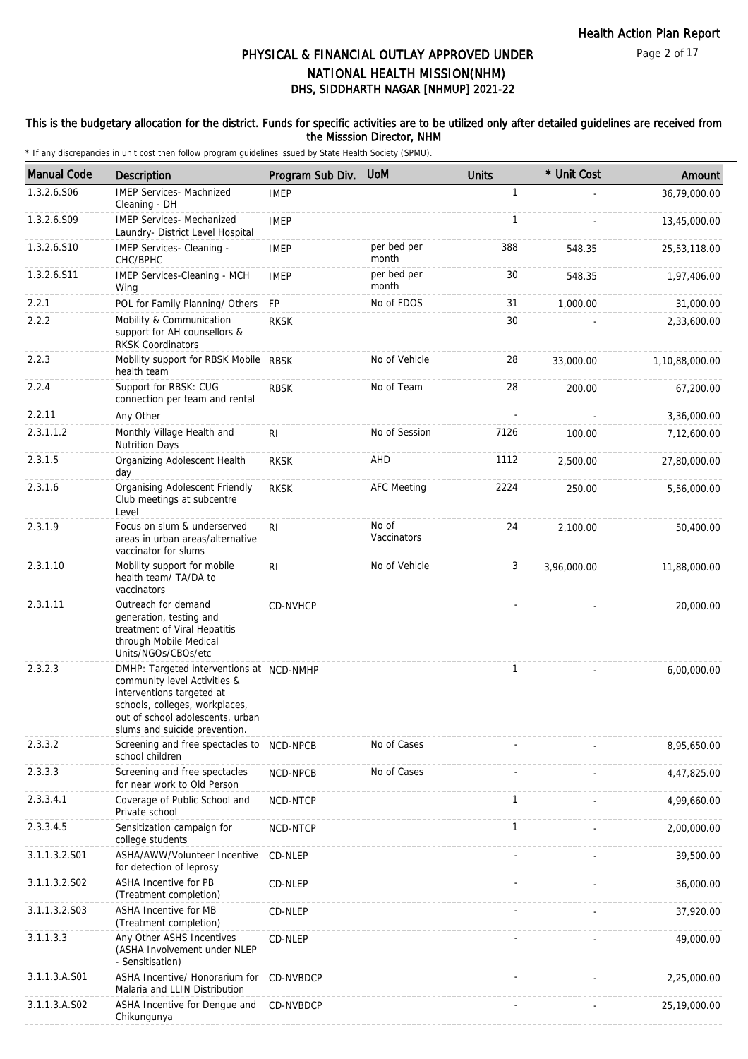# PHYSICAL & FINANCIAL OUTLAY APPROVED UNDER NATIONAL HEALTH MISSION(NHM)

## DHS, SIDDHARTH NAGAR [NHMUP] 2021-22

**This is the budgetary allocation for the district. Funds for specific activities are to be utilized only after detailed guidelines are received from the Misssion Director, NHM**

\* If any discrepancies in unit cost then follow program guidelines issued by State Health Society (SPMU).

| Manual Code | Description | Program Sub Div. | UoM | Units | * Unit Cost | Amount |
|---|---|---|---|---|---|---|
| 1.3.2.6.S06 | IMEP Services- Machnized Cleaning - DH | IMEP | | 1 | - | 36,79,000.00 |
| 1.3.2.6.S09 | IMEP Services- Mechanized Laundry- District Level Hospital | IMEP | | 1 | - | 13,45,000.00 |
| 1.3.2.6.S10 | IMEP Services- Cleaning - CHC/BPHC | IMEP | per bed per month | 388 | 548.35 | 25,53,118.00 |
| 1.3.2.6.S11 | IMEP Services-Cleaning - MCH Wing | IMEP | per bed per month | 30 | 548.35 | 1,97,406.00 |
| 2.2.1 | POL for Family Planning/ Others | FP | No of FDOS | 31 | 1,000.00 | 31,000.00 |
| 2.2.2 | Mobility & Communication support for AH counsellors & RKSK Coordinators | RKSK | | 30 | - | 2,33,600.00 |
| 2.2.3 | Mobility support for RBSK Mobile health team | RBSK | No of Vehicle | 28 | 33,000.00 | 1,10,88,000.00 |
| 2.2.4 | Support for RBSK: CUG connection per team and rental | RBSK | No of Team | 28 | 200.00 | 67,200.00 |
| 2.2.11 | Any Other | | | - | - | 3,36,000.00 |
| 2.3.1.1.2 | Monthly Village Health and Nutrition Days | RI | No of Session | 7126 | 100.00 | 7,12,600.00 |
| 2.3.1.5 | Organizing Adolescent Health day | RKSK | AHD | 1112 | 2,500.00 | 27,80,000.00 |
| 2.3.1.6 | Organising Adolescent Friendly Club meetings at subcentre Level | RKSK | AFC Meeting | 2224 | 250.00 | 5,56,000.00 |
| 2.3.1.9 | Focus on slum & underserved areas in urban areas/alternative vaccinator for slums | RI | No of Vaccinators | 24 | 2,100.00 | 50,400.00 |
| 2.3.1.10 | Mobility support for mobile health team/ TA/DA to vaccinators | RI | No of Vehicle | 3 | 3,96,000.00 | 11,88,000.00 |
| 2.3.1.11 | Outreach for demand generation, testing and treatment of Viral Hepatitis through Mobile Medical Units/NGOs/CBOs/etc | CD-NVHCP | | - | - | 20,000.00 |
| 2.3.2.3 | DMHP: Targeted interventions at community level Activities & interventions targeted at schools, colleges, workplaces, out of school adolescents, urban slums and suicide prevention. | NCD-NMHP | | 1 | - | 6,00,000.00 |
| 2.3.3.2 | Screening and free spectacles to school children | NCD-NPCB | No of Cases | - | - | 8,95,650.00 |
| 2.3.3.3 | Screening and free spectacles for near work to Old Person | NCD-NPCB | No of Cases | - | - | 4,47,825.00 |
| 2.3.3.4.1 | Coverage of Public School and Private school | NCD-NTCP | | 1 | - | 4,99,660.00 |
| 2.3.3.4.5 | Sensitization campaign for college students | NCD-NTCP | | 1 | - | 2,00,000.00 |
| 3.1.1.3.2.S01 | ASHA/AWW/Volunteer Incentive for detection of leprosy | CD-NLEP | | - | - | 39,500.00 |
| 3.1.1.3.2.S02 | ASHA Incentive for PB (Treatment completion) | CD-NLEP | | - | - | 36,000.00 |
| 3.1.1.3.2.S03 | ASHA Incentive for MB (Treatment completion) | CD-NLEP | | - | - | 37,920.00 |
| 3.1.1.3.3 | Any Other ASHS Incentives (ASHA Involvement under NLEP - Sensitisation) | CD-NLEP | | - | - | 49,000.00 |
| 3.1.1.3.A.S01 | ASHA Incentive/ Honorarium for Malaria and LLIN Distribution | CD-NVBDCP | | - | - | 2,25,000.00 |
| 3.1.1.3.A.S02 | ASHA Incentive for Dengue and Chikungunya | CD-NVBDCP | | - | - | 25,19,000.00 |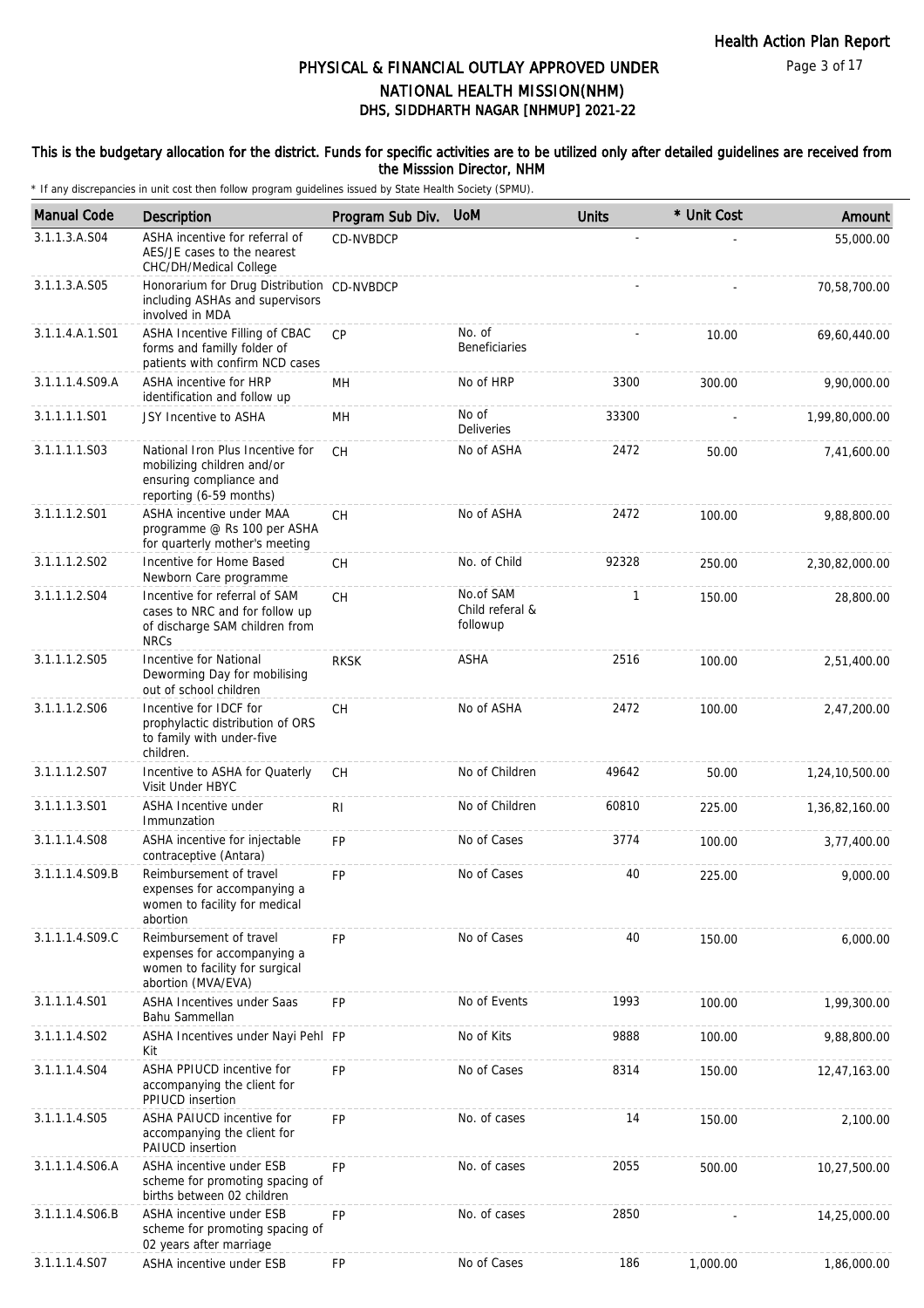# PHYSICAL & FINANCIAL OUTLAY APPROVED UNDER NATIONAL HEALTH MISSION(NHM)

## DHS, SIDDHARTH NAGAR [NHMUP] 2021-22

**This is the budgetary allocation for the district. Funds for specific activities are to be utilized only after detailed guidelines are received from the Misssion Director, NHM**

\* If any discrepancies in unit cost then follow program guidelines issued by State Health Society (SPMU).

| Manual Code | Description | Program Sub Div. | UoM | Units | * Unit Cost | Amount |
|---|---|---|---|---|---|---|
| 3.1.1.3.A.S04 | ASHA incentive for referral of AES/JE cases to the nearest CHC/DH/Medical College | CD-NVBDCP | | - | - | 55,000.00 |
| 3.1.1.3.A.S05 | Honorarium for Drug Distribution including ASHAs and supervisors involved in MDA | CD-NVBDCP | | - | - | 70,58,700.00 |
| 3.1.1.4.A.1.S01 | ASHA Incentive Filling of CBAC forms and familly folder of patients with confirm NCD cases | CP | No. of Beneficiaries | - | 10.00 | 69,60,440.00 |
| 3.1.1.1.4.S09.A | ASHA incentive for HRP identification and follow up | MH | No of HRP | 3300 | 300.00 | 9,90,000.00 |
| 3.1.1.1.1.S01 | JSY Incentive to ASHA | MH | No of Deliveries | 33300 | - | 1,99,80,000.00 |
| 3.1.1.1.1.S03 | National Iron Plus Incentive for mobilizing children and/or ensuring compliance and reporting (6-59 months) | CH | No of ASHA | 2472 | 50.00 | 7,41,600.00 |
| 3.1.1.1.2.S01 | ASHA incentive under MAA programme @ Rs 100 per ASHA for quarterly mother's meeting | CH | No of ASHA | 2472 | 100.00 | 9,88,800.00 |
| 3.1.1.1.2.S02 | Incentive for Home Based Newborn Care programme | CH | No. of Child | 92328 | 250.00 | 2,30,82,000.00 |
| 3.1.1.1.2.S04 | Incentive for referral of SAM cases to NRC and for follow up of discharge SAM children from NRCs | CH | No.of SAM Child referal & followup | 1 | 150.00 | 28,800.00 |
| 3.1.1.1.2.S05 | Incentive for National Deworming Day for mobilising out of school children | RKSK | ASHA | 2516 | 100.00 | 2,51,400.00 |
| 3.1.1.1.2.S06 | Incentive for IDCF for prophylactic distribution of ORS to family with under-five children. | CH | No of ASHA | 2472 | 100.00 | 2,47,200.00 |
| 3.1.1.1.2.S07 | Incentive to ASHA for Quaterly Visit Under HBYC | CH | No of Children | 49642 | 50.00 | 1,24,10,500.00 |
| 3.1.1.1.3.S01 | ASHA Incentive under Immunzation | RI | No of Children | 60810 | 225.00 | 1,36,82,160.00 |
| 3.1.1.1.4.S08 | ASHA incentive for injectable contraceptive (Antara) | FP | No of Cases | 3774 | 100.00 | 3,77,400.00 |
| 3.1.1.1.4.S09.B | Reimbursement of travel expenses for accompanying a women to facility for medical abortion | FP | No of Cases | 40 | 225.00 | 9,000.00 |
| 3.1.1.1.4.S09.C | Reimbursement of travel expenses for accompanying a women to facility for surgical abortion (MVA/EVA) | FP | No of Cases | 40 | 150.00 | 6,000.00 |
| 3.1.1.1.4.S01 | ASHA Incentives under Saas Bahu Sammellan | FP | No of Events | 1993 | 100.00 | 1,99,300.00 |
| 3.1.1.1.4.S02 | ASHA Incentives under Nayi Pehl Kit | FP | No of Kits | 9888 | 100.00 | 9,88,800.00 |
| 3.1.1.1.4.S04 | ASHA PPIUCD incentive for accompanying the client for PPIUCD insertion | FP | No of Cases | 8314 | 150.00 | 12,47,163.00 |
| 3.1.1.1.4.S05 | ASHA PAIUCD incentive for accompanying the client for PAIUCD insertion | FP | No. of cases | 14 | 150.00 | 2,100.00 |
| 3.1.1.1.4.S06.A | ASHA incentive under ESB scheme for promoting spacing of births between 02 children | FP | No. of cases | 2055 | 500.00 | 10,27,500.00 |
| 3.1.1.1.4.S06.B | ASHA incentive under ESB scheme for promoting spacing of 02 years after marriage | FP | No. of cases | 2850 | - | 14,25,000.00 |
| 3.1.1.1.4.S07 | ASHA incentive under ESB | FP | No of Cases | 186 | 1,000.00 | 1,86,000.00 |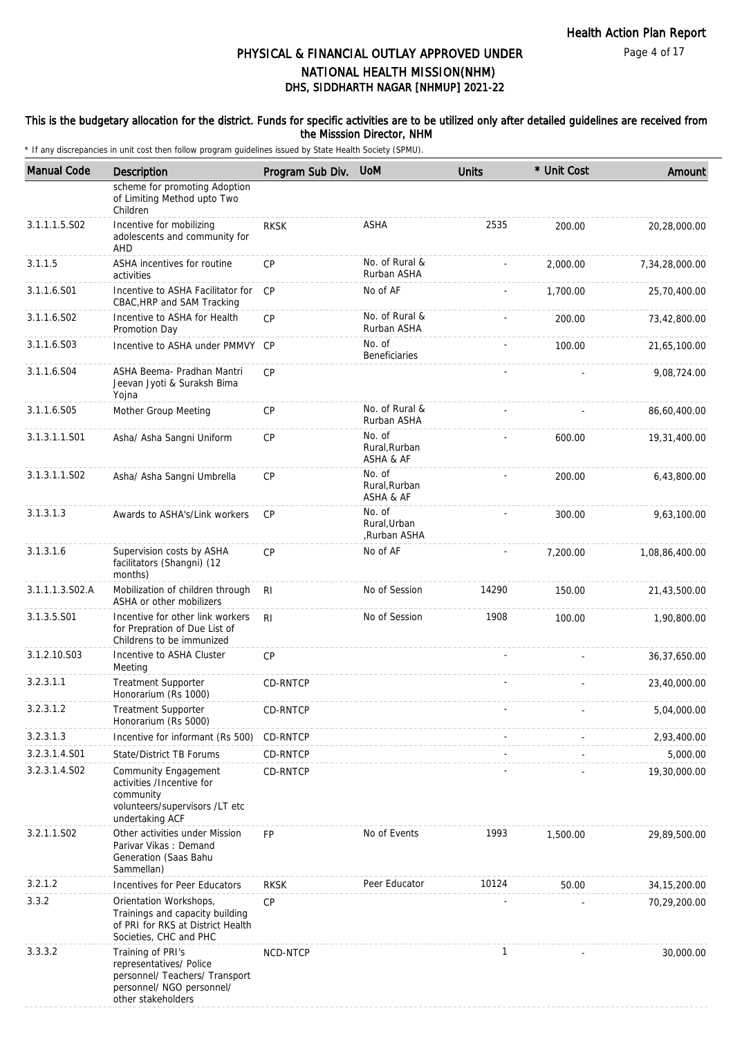# PHYSICAL & FINANCIAL OUTLAY APPROVED UNDER NATIONAL HEALTH MISSION(NHM)
## DHS, SIDDHARTH NAGAR [NHMUP] 2021-22

**This is the budgetary allocation for the district. Funds for specific activities are to be utilized only after detailed guidelines are received from the Misssion Director, NHM**

\* If any discrepancies in unit cost then follow program guidelines issued by State Health Society (SPMU).

| Manual Code | Description | Program Sub Div. | UoM | Units | * Unit Cost | Amount |
|---|---|---|---|---|---|---|
| | scheme for promoting Adoption of Limiting Method upto Two Children | | | | | |
| 3.1.1.1.5.S02 | Incentive for mobilizing adolescents and community for AHD | RKSK | ASHA | 2535 | 200.00 | 20,28,000.00 |
| 3.1.1.5 | ASHA incentives for routine activities | CP | No. of Rural & Rurban ASHA | - | 2,000.00 | 7,34,28,000.00 |
| 3.1.1.6.S01 | Incentive to ASHA Facilitator for CBAC,HRP and SAM Tracking | CP | No of AF | - | 1,700.00 | 25,70,400.00 |
| 3.1.1.6.S02 | Incentive to ASHA for Health Promotion Day | CP | No. of Rural & Rurban ASHA | - | 200.00 | 73,42,800.00 |
| 3.1.1.6.S03 | Incentive to ASHA under PMMVY | CP | No. of Beneficiaries | - | 100.00 | 21,65,100.00 |
| 3.1.1.6.S04 | ASHA Beema- Pradhan Mantri Jeevan Jyoti & Suraksh Bima Yojna | CP | | - | - | 9,08,724.00 |
| 3.1.1.6.S05 | Mother Group Meeting | CP | No. of Rural & Rurban ASHA | - | - | 86,60,400.00 |
| 3.1.3.1.1.S01 | Asha/ Asha Sangni Uniform | CP | No. of Rural,Rurban ASHA & AF | - | 600.00 | 19,31,400.00 |
| 3.1.3.1.1.S02 | Asha/ Asha Sangni Umbrella | CP | No. of Rural,Rurban ASHA & AF | - | 200.00 | 6,43,800.00 |
| 3.1.3.1.3 | Awards to ASHA's/Link workers | CP | No. of Rural,Urban ,Rurban ASHA | - | 300.00 | 9,63,100.00 |
| 3.1.3.1.6 | Supervision costs by ASHA facilitators (Shangni) (12 months) | CP | No of AF | - | 7,200.00 | 1,08,86,400.00 |
| 3.1.1.1.3.S02.A | Mobilization of children through ASHA or other mobilizers | RI | No of Session | 14290 | 150.00 | 21,43,500.00 |
| 3.1.3.5.S01 | Incentive for other link workers for Prepration of Due List of Childrens to be immunized | RI | No of Session | 1908 | 100.00 | 1,90,800.00 |
| 3.1.2.10.S03 | Incentive to ASHA Cluster Meeting | CP | | - | - | 36,37,650.00 |
| 3.2.3.1.1 | Treatment Supporter Honorarium (Rs 1000) | CD-RNTCP | | - | - | 23,40,000.00 |
| 3.2.3.1.2 | Treatment Supporter Honorarium (Rs 5000) | CD-RNTCP | | - | - | 5,04,000.00 |
| 3.2.3.1.3 | Incentive for informant (Rs 500) | CD-RNTCP | | - | - | 2,93,400.00 |
| 3.2.3.1.4.S01 | State/District TB Forums | CD-RNTCP | | - | - | 5,000.00 |
| 3.2.3.1.4.S02 | Community Engagement activities /Incentive for community volunteers/supervisors /LT etc undertaking ACF | CD-RNTCP | | - | - | 19,30,000.00 |
| 3.2.1.1.S02 | Other activities under Mission Parivar Vikas : Demand Generation (Saas Bahu Sammellan) | FP | No of Events | 1993 | 1,500.00 | 29,89,500.00 |
| 3.2.1.2 | Incentives for Peer Educators | RKSK | Peer Educator | 10124 | 50.00 | 34,15,200.00 |
| 3.3.2 | Orientation Workshops, Trainings and capacity building of PRI for RKS at District Health Societies, CHC and PHC | CP | | - | - | 70,29,200.00 |
| 3.3.3.2 | Training of PRI's representatives/ Police personnel/ Teachers/ Transport personnel/ NGO personnel/ other stakeholders | NCD-NTCP | | 1 | - | 30,000.00 |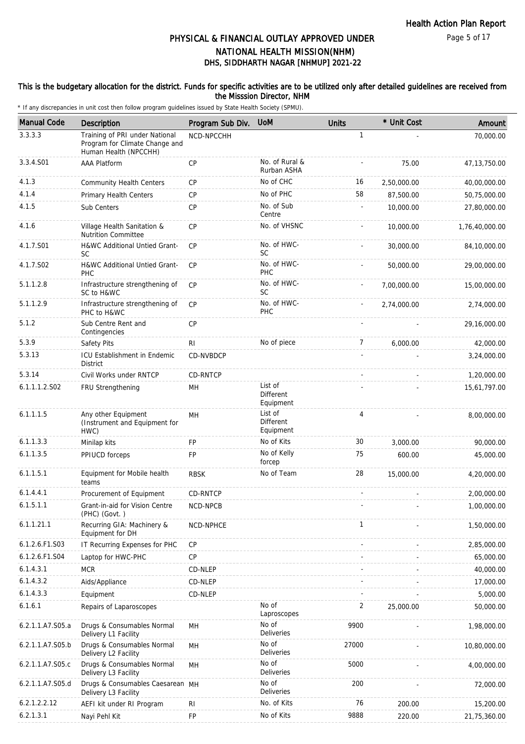# PHYSICAL & FINANCIAL OUTLAY APPROVED UNDER NATIONAL HEALTH MISSION(NHM)
## DHS, SIDDHARTH NAGAR [NHMUP] 2021-22

**This is the budgetary allocation for the district. Funds for specific activities are to be utilized only after detailed guidelines are received from the Misssion Director, NHM**

\* If any discrepancies in unit cost then follow program guidelines issued by State Health Society (SPMU).

| Manual Code | Description | Program Sub Div. | UoM | Units | * Unit Cost | Amount |
|---|---|---|---|---|---|---|
| 3.3.3.3 | Training of PRI under National Program for Climate Change and Human Health (NPCCHH) | NCD-NPCCHH | | 1 | - | 70,000.00 |
| 3.3.4.S01 | AAA Platform | CP | No. of Rural & Rurban ASHA | - | 75.00 | 47,13,750.00 |
| 4.1.3 | Community Health Centers | CP | No of CHC | 16 | 2,50,000.00 | 40,00,000.00 |
| 4.1.4 | Primary Health Centers | CP | No of PHC | 58 | 87,500.00 | 50,75,000.00 |
| 4.1.5 | Sub Centers | CP | No. of Sub Centre | - | 10,000.00 | 27,80,000.00 |
| 4.1.6 | Village Health Sanitation & Nutrition Committee | CP | No. of VHSNC | - | 10,000.00 | 1,76,40,000.00 |
| 4.1.7.S01 | H&WC Additional Untied Grant-SC | CP | No. of HWC-SC | - | 30,000.00 | 84,10,000.00 |
| 4.1.7.S02 | H&WC Additional Untied Grant-PHC | CP | No. of HWC-PHC | - | 50,000.00 | 29,00,000.00 |
| 5.1.1.2.8 | Infrastructure strengthening of SC to H&WC | CP | No. of HWC-SC | - | 7,00,000.00 | 15,00,000.00 |
| 5.1.1.2.9 | Infrastructure strengthening of PHC to H&WC | CP | No. of HWC-PHC | - | 2,74,000.00 | 2,74,000.00 |
| 5.1.2 | Sub Centre Rent and Contingencies | CP | | - | - | 29,16,000.00 |
| 5.3.9 | Safety Pits | RI | No of piece | 7 | 6,000.00 | 42,000.00 |
| 5.3.13 | ICU Establishment in Endemic District | CD-NVBDCP | | - | - | 3,24,000.00 |
| 5.3.14 | Civil Works under RNTCP | CD-RNTCP | | - | - | 1,20,000.00 |
| 6.1.1.1.2.S02 | FRU Strengthening | MH | List of Different Equipment | - | - | 15,61,797.00 |
| 6.1.1.1.5 | Any other Equipment (Instrument and Equipment for HWC) | MH | List of Different Equipment | 4 | - | 8,00,000.00 |
| 6.1.1.3.3 | Minilap kits | FP | No of Kits | 30 | 3,000.00 | 90,000.00 |
| 6.1.1.3.5 | PPIUCD forceps | FP | No of Kelly forcep | 75 | 600.00 | 45,000.00 |
| 6.1.1.5.1 | Equipment for Mobile health teams | RBSK | No of Team | 28 | 15,000.00 | 4,20,000.00 |
| 6.1.4.4.1 | Procurement of Equipment | CD-RNTCP | | - | - | 2,00,000.00 |
| 6.1.5.1.1 | Grant-in-aid for Vision Centre (PHC) (Govt. ) | NCD-NPCB | | - | - | 1,00,000.00 |
| 6.1.1.21.1 | Recurring GIA: Machinery & Equipment for DH | NCD-NPHCE | | 1 | - | 1,50,000.00 |
| 6.1.2.6.F1.S03 | IT Recurring Expenses for PHC | CP | | - | - | 2,85,000.00 |
| 6.1.2.6.F1.S04 | Laptop for HWC-PHC | CP | | - | - | 65,000.00 |
| 6.1.4.3.1 | MCR | CD-NLEP | | - | - | 40,000.00 |
| 6.1.4.3.2 | Aids/Appliance | CD-NLEP | | - | - | 17,000.00 |
| 6.1.4.3.3 | Equipment | CD-NLEP | | - | - | 5,000.00 |
| 6.1.6.1 | Repairs of Laparoscopes | | No of Laproscopes | 2 | 25,000.00 | 50,000.00 |
| 6.2.1.1.A7.S05.a | Drugs & Consumables Normal Delivery L1 Facility | MH | No of Deliveries | 9900 | - | 1,98,000.00 |
| 6.2.1.1.A7.S05.b | Drugs & Consumables Normal Delivery L2 Facility | MH | No of Deliveries | 27000 | - | 10,80,000.00 |
| 6.2.1.1.A7.S05.c | Drugs & Consumables Normal Delivery L3 Facility | MH | No of Deliveries | 5000 | - | 4,00,000.00 |
| 6.2.1.1.A7.S05.d | Drugs & Consumables Caesarean Delivery L3 Facility | MH | No of Deliveries | 200 | - | 72,000.00 |
| 6.2.1.2.2.12 | AEFI kit under RI Program | RI | No. of Kits | 76 | 200.00 | 15,200.00 |
| 6.2.1.3.1 | Nayi Pehl Kit | FP | No of Kits | 9888 | 220.00 | 21,75,360.00 |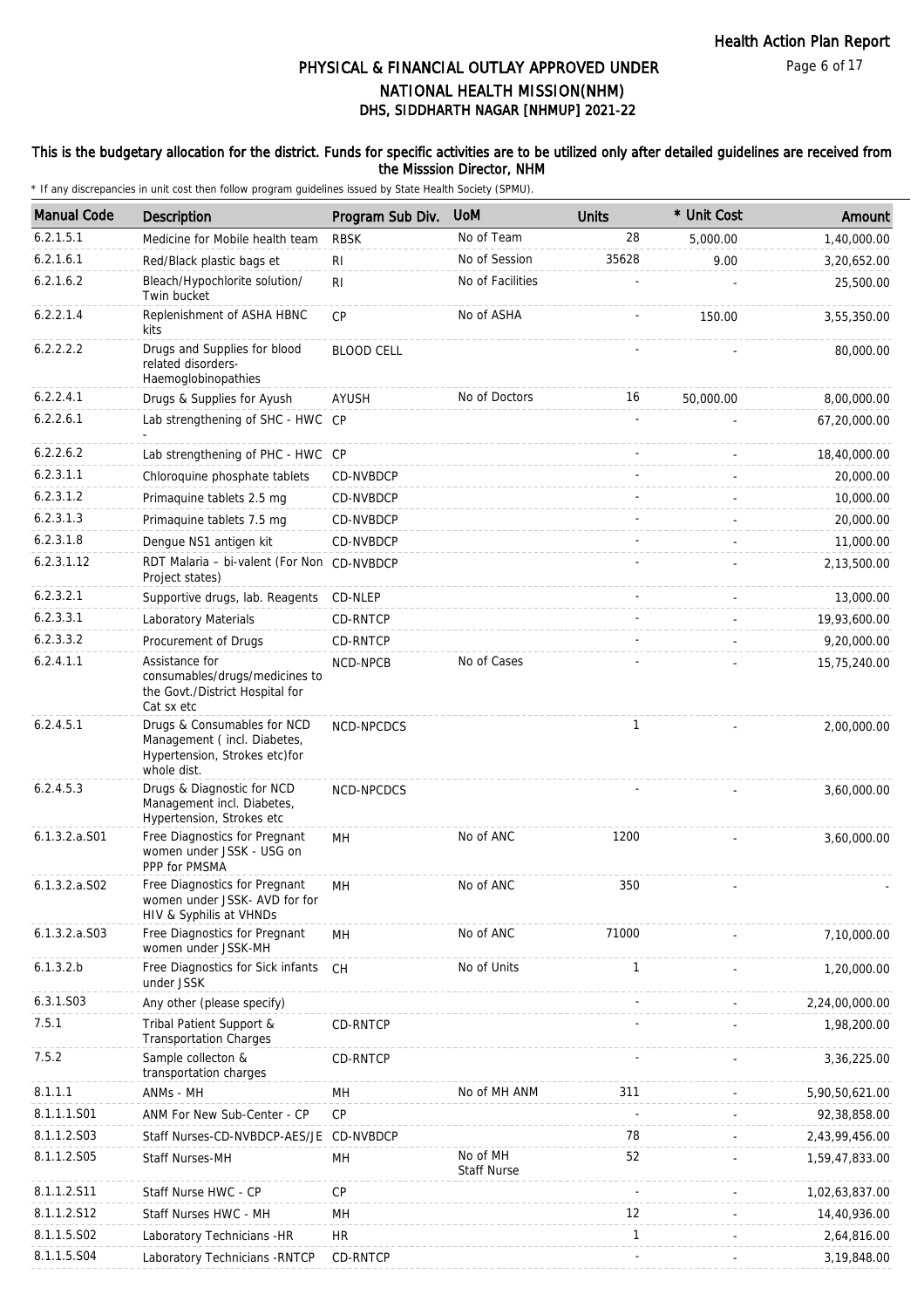# PHYSICAL & FINANCIAL OUTLAY APPROVED UNDER NATIONAL HEALTH MISSION(NHM)

## DHS, SIDDHARTH NAGAR [NHMUP] 2021-22

**This is the budgetary allocation for the district. Funds for specific activities are to be utilized only after detailed guidelines are received from the Misssion Director, NHM**

\* If any discrepancies in unit cost then follow program guidelines issued by State Health Society (SPMU).

| Manual Code | Description | Program Sub Div. | UoM | Units | * Unit Cost | Amount |
|---|---|---|---|---|---|---|
| 6.2.1.5.1 | Medicine for Mobile health team | RBSK | No of Team | 28 | 5,000.00 | 1,40,000.00 |
| 6.2.1.6.1 | Red/Black plastic bags et | RI | No of Session | 35628 | 9.00 | 3,20,652.00 |
| 6.2.1.6.2 | Bleach/Hypochlorite solution/ Twin bucket | RI | No of Facilities | - | - | 25,500.00 |
| 6.2.2.1.4 | Replenishment of ASHA HBNC kits | CP | No of ASHA | - | 150.00 | 3,55,350.00 |
| 6.2.2.2.2 | Drugs and Supplies for blood related disorders-Haemoglobinopathies | BLOOD CELL | | - | - | 80,000.00 |
| 6.2.2.4.1 | Drugs & Supplies for Ayush | AYUSH | No of Doctors | 16 | 50,000.00 | 8,00,000.00 |
| 6.2.2.6.1 | Lab strengthening of SHC - HWC - | CP | | - | - | 67,20,000.00 |
| 6.2.2.6.2 | Lab strengthening of PHC - HWC | CP | | - | - | 18,40,000.00 |
| 6.2.3.1.1 | Chloroquine phosphate tablets | CD-NVBDCP | | - | - | 20,000.00 |
| 6.2.3.1.2 | Primaquine tablets 2.5 mg | CD-NVBDCP | | - | - | 10,000.00 |
| 6.2.3.1.3 | Primaquine tablets 7.5 mg | CD-NVBDCP | | - | - | 20,000.00 |
| 6.2.3.1.8 | Dengue NS1 antigen kit | CD-NVBDCP | | - | - | 11,000.00 |
| 6.2.3.1.12 | RDT Malaria – bi-valent (For Non Project states) | CD-NVBDCP | | - | - | 2,13,500.00 |
| 6.2.3.2.1 | Supportive drugs, lab. Reagents | CD-NLEP | | - | - | 13,000.00 |
| 6.2.3.3.1 | Laboratory Materials | CD-RNTCP | | - | - | 19,93,600.00 |
| 6.2.3.3.2 | Procurement of Drugs | CD-RNTCP | | - | - | 9,20,000.00 |
| 6.2.4.1.1 | Assistance for consumables/drugs/medicines to the Govt./District Hospital for Cat sx etc | NCD-NPCB | No of Cases | - | - | 15,75,240.00 |
| 6.2.4.5.1 | Drugs & Consumables for NCD Management ( incl. Diabetes, Hypertension, Strokes etc)for whole dist. | NCD-NPCDCS | | 1 | - | 2,00,000.00 |
| 6.2.4.5.3 | Drugs & Diagnostic for NCD Management incl. Diabetes, Hypertension, Strokes etc | NCD-NPCDCS | | - | - | 3,60,000.00 |
| 6.1.3.2.a.S01 | Free Diagnostics for Pregnant women under JSSK - USG on PPP for PMSMA | MH | No of ANC | 1200 | - | 3,60,000.00 |
| 6.1.3.2.a.S02 | Free Diagnostics for Pregnant women under JSSK- AVD for for HIV & Syphilis at VHNDs | MH | No of ANC | 350 | - | - |
| 6.1.3.2.a.S03 | Free Diagnostics for Pregnant women under JSSK-MH | MH | No of ANC | 71000 | - | 7,10,000.00 |
| 6.1.3.2.b | Free Diagnostics for Sick infants under JSSK | CH | No of Units | 1 | - | 1,20,000.00 |
| 6.3.1.S03 | Any other (please specify) | | | - | - | 2,24,00,000.00 |
| 7.5.1 | Tribal Patient Support & Transportation Charges | CD-RNTCP | | - | - | 1,98,200.00 |
| 7.5.2 | Sample collecton & transportation charges | CD-RNTCP | | - | - | 3,36,225.00 |
| 8.1.1.1 | ANMs - MH | MH | No of MH ANM | 311 | - | 5,90,50,621.00 |
| 8.1.1.1.S01 | ANM For New Sub-Center - CP | CP | | - | - | 92,38,858.00 |
| 8.1.1.2.S03 | Staff Nurses-CD-NVBDCP-AES/JE | CD-NVBDCP | | 78 | - | 2,43,99,456.00 |
| 8.1.1.2.S05 | Staff Nurses-MH | MH | No of MH Staff Nurse | 52 | - | 1,59,47,833.00 |
| 8.1.1.2.S11 | Staff Nurse HWC - CP | CP | | - | - | 1,02,63,837.00 |
| 8.1.1.2.S12 | Staff Nurses HWC - MH | MH | | 12 | - | 14,40,936.00 |
| 8.1.1.5.S02 | Laboratory Technicians -HR | HR | | 1 | - | 2,64,816.00 |
| 8.1.1.5.S04 | Laboratory Technicians -RNTCP | CD-RNTCP | | - | - | 3,19,848.00 |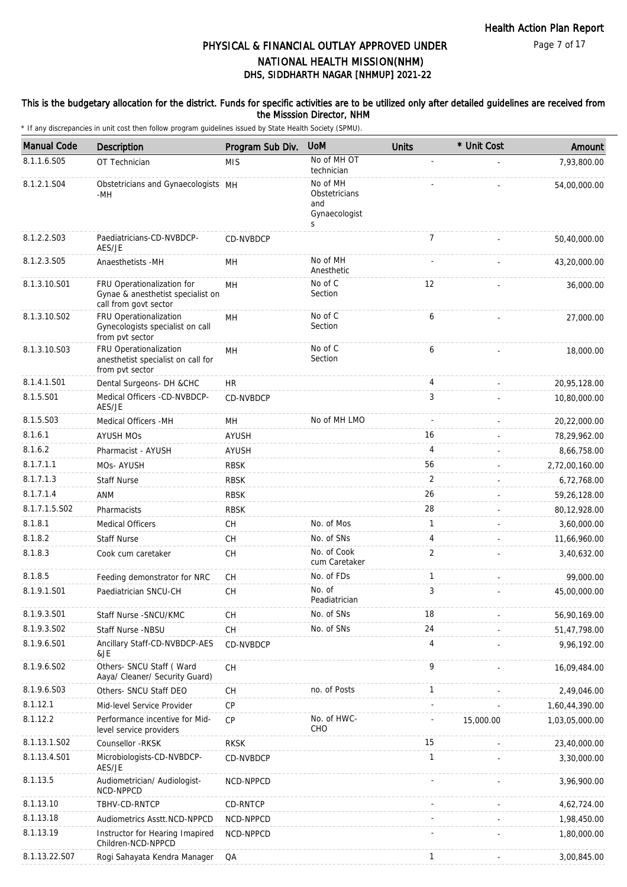# PHYSICAL & FINANCIAL OUTLAY APPROVED UNDER NATIONAL HEALTH MISSION(NHM)

## DHS, SIDDHARTH NAGAR [NHMUP] 2021-22

**This is the budgetary allocation for the district. Funds for specific activities are to be utilized only after detailed guidelines are received from the Misssion Director, NHM**

\* If any discrepancies in unit cost then follow program guidelines issued by State Health Society (SPMU).

| Manual Code | Description | Program Sub Div. | UoM | Units | * Unit Cost | Amount |
|---|---|---|---|---|---|---|
| 8.1.1.6.S05 | OT Technician | MIS | No of MH OT technician | - | - | 7,93,800.00 |
| 8.1.2.1.S04 | Obstetricians and Gynaecologists -MH | MH | No of MH Obstetricians and Gynaecologists | - | - | 54,00,000.00 |
| 8.1.2.2.S03 | Paediatricians-CD-NVBDCP-AES/JE | CD-NVBDCP | | 7 | - | 50,40,000.00 |
| 8.1.2.3.S05 | Anaesthetists -MH | MH | No of MH Anesthetic | - | - | 43,20,000.00 |
| 8.1.3.10.S01 | FRU Operationalization for Gynae & anesthetist specialist on call from govt sector | MH | No of C Section | 12 | - | 36,000.00 |
| 8.1.3.10.S02 | FRU Operationalization Gynecologists specialist on call from pvt sector | MH | No of C Section | 6 | - | 27,000.00 |
| 8.1.3.10.S03 | FRU Operationalization anesthetist specialist on call for from pvt sector | MH | No of C Section | 6 | - | 18,000.00 |
| 8.1.4.1.S01 | Dental Surgeons- DH &CHC | HR | | 4 | - | 20,95,128.00 |
| 8.1.5.S01 | Medical Officers -CD-NVBDCP-AES/JE | CD-NVBDCP | | 3 | - | 10,80,000.00 |
| 8.1.5.S03 | Medical Officers -MH | MH | No of MH LMO | - | - | 20,22,000.00 |
| 8.1.6.1 | AYUSH MOs | AYUSH | | 16 | - | 78,29,962.00 |
| 8.1.6.2 | Pharmacist - AYUSH | AYUSH | | 4 | - | 8,66,758.00 |
| 8.1.7.1.1 | MOs- AYUSH | RBSK | | 56 | - | 2,72,00,160.00 |
| 8.1.7.1.3 | Staff Nurse | RBSK | | 2 | - | 6,72,768.00 |
| 8.1.7.1.4 | ANM | RBSK | | 26 | - | 59,26,128.00 |
| 8.1.7.1.5.S02 | Pharmacists | RBSK | | 28 | - | 80,12,928.00 |
| 8.1.8.1 | Medical Officers | CH | No. of Mos | 1 | - | 3,60,000.00 |
| 8.1.8.2 | Staff Nurse | CH | No. of SNs | 4 | - | 11,66,960.00 |
| 8.1.8.3 | Cook cum caretaker | CH | No. of Cook cum Caretaker | 2 | - | 3,40,632.00 |
| 8.1.8.5 | Feeding demonstrator for NRC | CH | No. of FDs | 1 | - | 99,000.00 |
| 8.1.9.1.S01 | Paediatrician SNCU-CH | CH | No. of Peadiatrician | 3 | - | 45,00,000.00 |
| 8.1.9.3.S01 | Staff Nurse -SNCU/KMC | CH | No. of SNs | 18 | - | 56,90,169.00 |
| 8.1.9.3.S02 | Staff Nurse -NBSU | CH | No. of SNs | 24 | - | 51,47,798.00 |
| 8.1.9.6.S01 | Ancillary Staff-CD-NVBDCP-AES &JE | CD-NVBDCP | | 4 | - | 9,96,192.00 |
| 8.1.9.6.S02 | Others- SNCU Staff ( Ward Aaya/ Cleaner/ Security Guard) | CH | | 9 | - | 16,09,484.00 |
| 8.1.9.6.S03 | Others- SNCU Staff DEO | CH | no. of Posts | 1 | - | 2,49,046.00 |
| 8.1.12.1 | Mid-level Service Provider | CP | | - | - | 1,60,44,390.00 |
| 8.1.12.2 | Performance incentive for Mid-level service providers | CP | No. of HWC-CHO | - | 15,000.00 | 1,03,05,000.00 |
| 8.1.13.1.S02 | Counsellor -RKSK | RKSK | | 15 | - | 23,40,000.00 |
| 8.1.13.4.S01 | Microbiologists-CD-NVBDCP-AES/JE | CD-NVBDCP | | 1 | - | 3,30,000.00 |
| 8.1.13.5 | Audiometrician/ Audiologist-NCD-NPPCD | NCD-NPPCD | | - | - | 3,96,900.00 |
| 8.1.13.10 | TBHV-CD-RNTCP | CD-RNTCP | | - | - | 4,62,724.00 |
| 8.1.13.18 | Audiometrics Asstt.NCD-NPPCD | NCD-NPPCD | | - | - | 1,98,450.00 |
| 8.1.13.19 | Instructor for Hearing Imapired Children-NCD-NPPCD | NCD-NPPCD | | - | - | 1,80,000.00 |
| 8.1.13.22.S07 | Rogi Sahayata Kendra Manager | QA | | 1 | - | 3,00,845.00 |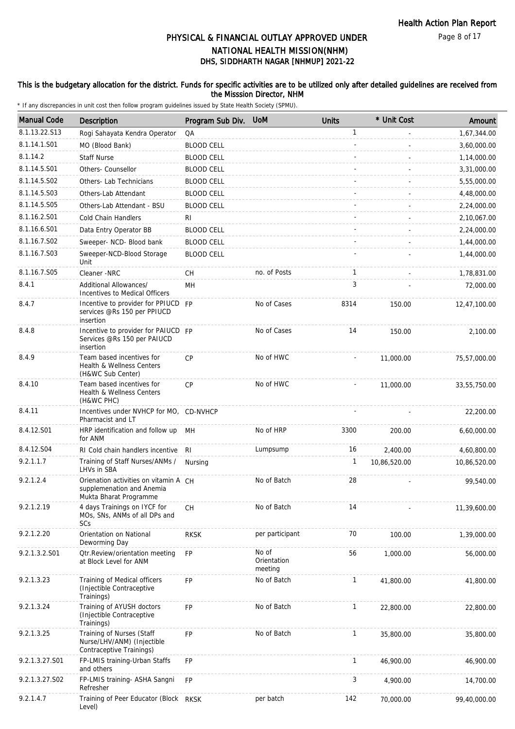# PHYSICAL & FINANCIAL OUTLAY APPROVED UNDER NATIONAL HEALTH MISSION(NHM)

## DHS, SIDDHARTH NAGAR [NHMUP] 2021-22

**This is the budgetary allocation for the district. Funds for specific activities are to be utilized only after detailed guidelines are received from the Misssion Director, NHM**

\* If any discrepancies in unit cost then follow program guidelines issued by State Health Society (SPMU).

| Manual Code | Description | Program Sub Div. | UoM | Units | * Unit Cost | Amount |
|---|---|---|---|---|---|---|
| 8.1.13.22.S13 | Rogi Sahayata Kendra Operator | QA | | 1 | - | 1,67,344.00 |
| 8.1.14.1.S01 | MO (Blood Bank) | BLOOD CELL | | - | - | 3,60,000.00 |
| 8.1.14.2 | Staff Nurse | BLOOD CELL | | - | - | 1,14,000.00 |
| 8.1.14.5.S01 | Others- Counsellor | BLOOD CELL | | - | - | 3,31,000.00 |
| 8.1.14.5.S02 | Others- Lab Technicians | BLOOD CELL | | - | - | 5,55,000.00 |
| 8.1.14.5.S03 | Others-Lab Attendant | BLOOD CELL | | - | - | 4,48,000.00 |
| 8.1.14.5.S05 | Others-Lab Attendant - BSU | BLOOD CELL | | - | - | 2,24,000.00 |
| 8.1.16.2.S01 | Cold Chain Handlers | RI | | - | - | 2,10,067.00 |
| 8.1.16.6.S01 | Data Entry Operator BB | BLOOD CELL | | - | - | 2,24,000.00 |
| 8.1.16.7.S02 | Sweeper- NCD- Blood bank | BLOOD CELL | | - | - | 1,44,000.00 |
| 8.1.16.7.S03 | Sweeper-NCD-Blood Storage Unit | BLOOD CELL | | - | - | 1,44,000.00 |
| 8.1.16.7.S05 | Cleaner -NRC | CH | no. of Posts | 1 | - | 1,78,831.00 |
| 8.4.1 | Additional Allowances/ Incentives to Medical Officers | MH | | 3 | - | 72,000.00 |
| 8.4.7 | Incentive to provider for PPIUCD services @Rs 150 per PPIUCD insertion | FP | No of Cases | 8314 | 150.00 | 12,47,100.00 |
| 8.4.8 | Incentive to provider for PAIUCD Services @Rs 150 per PAIUCD insertion | FP | No of Cases | 14 | 150.00 | 2,100.00 |
| 8.4.9 | Team based incentives for Health & Wellness Centers (H&WC Sub Center) | CP | No of HWC | - | 11,000.00 | 75,57,000.00 |
| 8.4.10 | Team based incentives for Health & Wellness Centers (H&WC PHC) | CP | No of HWC | - | 11,000.00 | 33,55,750.00 |
| 8.4.11 | Incentives under NVHCP for MO, Pharmacist and LT | CD-NVHCP | | - | - | 22,200.00 |
| 8.4.12.S01 | HRP identification and follow up for ANM | MH | No of HRP | 3300 | 200.00 | 6,60,000.00 |
| 8.4.12.S04 | RI Cold chain handlers incentive | RI | Lumpsump | 16 | 2,400.00 | 4,60,800.00 |
| 9.2.1.1.7 | Training of Staff Nurses/ANMs / LHVs in SBA | Nursing | | 1 | 10,86,520.00 | 10,86,520.00 |
| 9.2.1.2.4 | Orienation activities on vitamin A supplemenation and Anemia Mukta Bharat Programme | CH | No of Batch | 28 | - | 99,540.00 |
| 9.2.1.2.19 | 4 days Trainings on IYCF for MOs, SNs, ANMs of all DPs and SCs | CH | No of Batch | 14 | - | 11,39,600.00 |
| 9.2.1.2.20 | Orientation on National Deworming Day | RKSK | per participant | 70 | 100.00 | 1,39,000.00 |
| 9.2.1.3.2.S01 | Qtr.Review/orientation meeting at Block Level for ANM | FP | No of Orientation meeting | 56 | 1,000.00 | 56,000.00 |
| 9.2.1.3.23 | Training of Medical officers (Injectible Contraceptive Trainings) | FP | No of Batch | 1 | 41,800.00 | 41,800.00 |
| 9.2.1.3.24 | Training of AYUSH doctors (Injectible Contraceptive Trainings) | FP | No of Batch | 1 | 22,800.00 | 22,800.00 |
| 9.2.1.3.25 | Training of Nurses (Staff Nurse/LHV/ANM) (Injectible Contraceptive Trainings) | FP | No of Batch | 1 | 35,800.00 | 35,800.00 |
| 9.2.1.3.27.S01 | FP-LMIS training-Urban Staffs and others | FP | | 1 | 46,900.00 | 46,900.00 |
| 9.2.1.3.27.S02 | FP-LMIS training- ASHA Sangni Refresher | FP | | 3 | 4,900.00 | 14,700.00 |
| 9.2.1.4.7 | Training of Peer Educator (Block Level) | RKSK | per batch | 142 | 70,000.00 | 99,40,000.00 |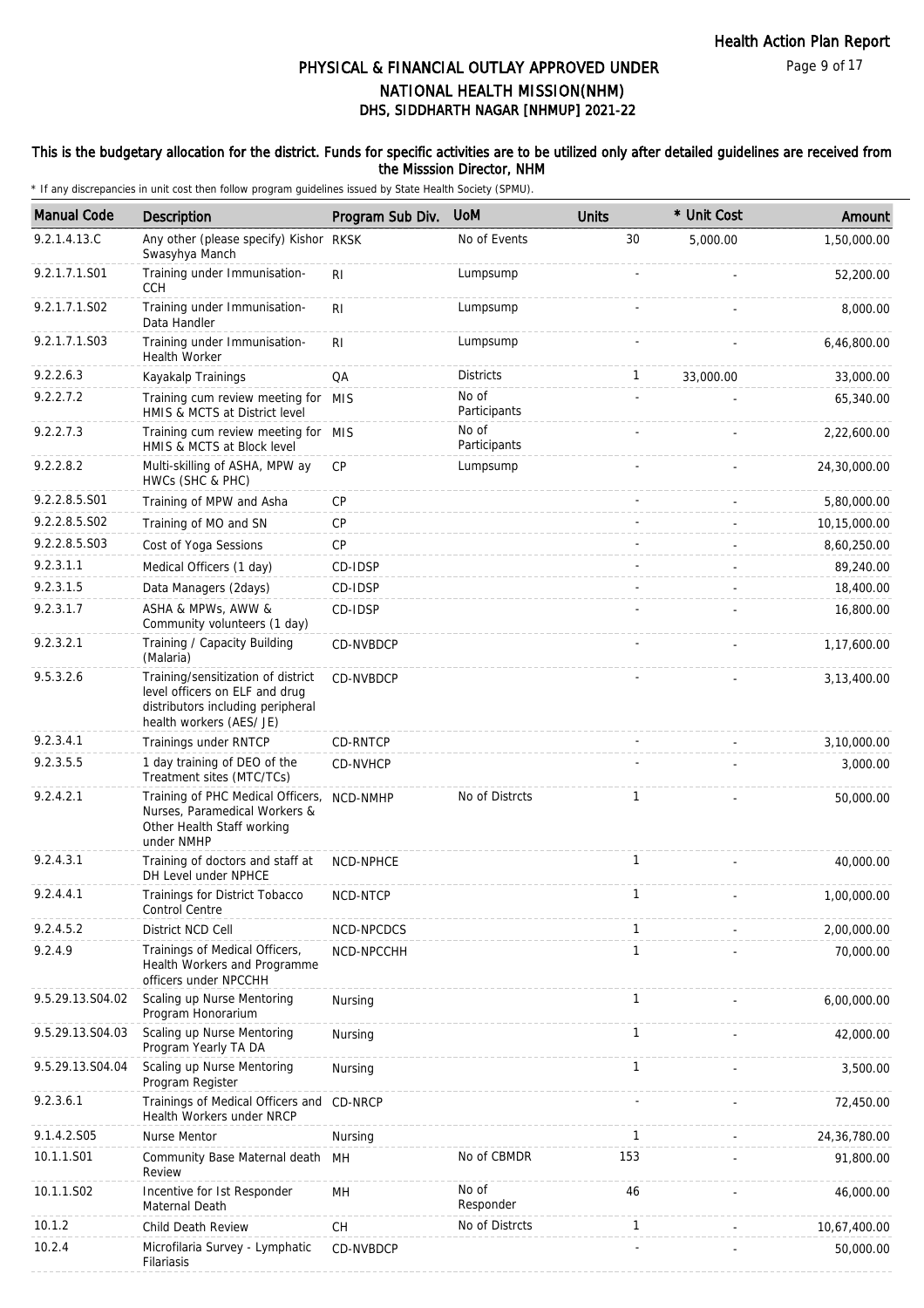# PHYSICAL & FINANCIAL OUTLAY APPROVED UNDER NATIONAL HEALTH MISSION(NHM)
## DHS, SIDDHARTH NAGAR [NHMUP] 2021-22

**This is the budgetary allocation for the district. Funds for specific activities are to be utilized only after detailed guidelines are received from the Misssion Director, NHM**

\* If any discrepancies in unit cost then follow program guidelines issued by State Health Society (SPMU).

| Manual Code | Description | Program Sub Div. | UoM | Units | * Unit Cost | Amount |
|---|---|---|---|---|---|---|
| 9.2.1.4.13.C | Any other (please specify) Kishor Swasyhya Manch | RKSK | No of Events | 30 | 5,000.00 | 1,50,000.00 |
| 9.2.1.7.1.S01 | Training under Immunisation-CCH | RI | Lumpsump | - | - | 52,200.00 |
| 9.2.1.7.1.S02 | Training under Immunisation-Data Handler | RI | Lumpsump | - | - | 8,000.00 |
| 9.2.1.7.1.S03 | Training under Immunisation-Health Worker | RI | Lumpsump | - | - | 6,46,800.00 |
| 9.2.2.6.3 | Kayakalp Trainings | QA | Districts | 1 | 33,000.00 | 33,000.00 |
| 9.2.2.7.2 | Training cum review meeting for HMIS & MCTS at District level | MIS | No of Participants | - | - | 65,340.00 |
| 9.2.2.7.3 | Training cum review meeting for HMIS & MCTS at Block level | MIS | No of Participants | - | - | 2,22,600.00 |
| 9.2.2.8.2 | Multi-skilling of ASHA, MPW ay HWCs (SHC & PHC) | CP | Lumpsump | - | - | 24,30,000.00 |
| 9.2.2.8.5.S01 | Training of MPW and Asha | CP | | - | - | 5,80,000.00 |
| 9.2.2.8.5.S02 | Training of MO and SN | CP | | - | - | 10,15,000.00 |
| 9.2.2.8.5.S03 | Cost of Yoga Sessions | CP | | - | - | 8,60,250.00 |
| 9.2.3.1.1 | Medical Officers (1 day) | CD-IDSP | | - | - | 89,240.00 |
| 9.2.3.1.5 | Data Managers (2days) | CD-IDSP | | - | - | 18,400.00 |
| 9.2.3.1.7 | ASHA & MPWs, AWW & Community volunteers (1 day) | CD-IDSP | | - | - | 16,800.00 |
| 9.2.3.2.1 | Training / Capacity Building (Malaria) | CD-NVBDCP | | - | - | 1,17,600.00 |
| 9.5.3.2.6 | Training/sensitization of district level officers on ELF and drug distributors including peripheral health workers (AES/ JE) | CD-NVBDCP | | - | - | 3,13,400.00 |
| 9.2.3.4.1 | Trainings under RNTCP | CD-RNTCP | | - | - | 3,10,000.00 |
| 9.2.3.5.5 | 1 day training of DEO of the Treatment sites (MTC/TCs) | CD-NVHCP | | - | - | 3,000.00 |
| 9.2.4.2.1 | Training of PHC Medical Officers, Nurses, Paramedical Workers & Other Health Staff working under NMHP | NCD-NMHP | No of Distrcts | 1 | - | 50,000.00 |
| 9.2.4.3.1 | Training of doctors and staff at DH Level under NPHCE | NCD-NPHCE | | 1 | - | 40,000.00 |
| 9.2.4.4.1 | Trainings for District Tobacco Control Centre | NCD-NTCP | | 1 | - | 1,00,000.00 |
| 9.2.4.5.2 | District NCD Cell | NCD-NPCDCS | | 1 | - | 2,00,000.00 |
| 9.2.4.9 | Trainings of Medical Officers, Health Workers and Programme officers under NPCCHH | NCD-NPCCHH | | 1 | - | 70,000.00 |
| 9.5.29.13.S04.02 | Scaling up Nurse Mentoring Program Honorarium | Nursing | | 1 | - | 6,00,000.00 |
| 9.5.29.13.S04.03 | Scaling up Nurse Mentoring Program Yearly TA DA | Nursing | | 1 | - | 42,000.00 |
| 9.5.29.13.S04.04 | Scaling up Nurse Mentoring Program Register | Nursing | | 1 | - | 3,500.00 |
| 9.2.3.6.1 | Trainings of Medical Officers and Health Workers under NRCP | CD-NRCP | | - | - | 72,450.00 |
| 9.1.4.2.S05 | Nurse Mentor | Nursing | | 1 | - | 24,36,780.00 |
| 10.1.1.S01 | Community Base Maternal death Review | MH | No of CBMDR | 153 | - | 91,800.00 |
| 10.1.1.S02 | Incentive for Ist Responder Maternal Death | MH | No of Responder | 46 | - | 46,000.00 |
| 10.1.2 | Child Death Review | CH | No of Distrcts | 1 | - | 10,67,400.00 |
| 10.2.4 | Microfilaria Survey - Lymphatic Filariasis | CD-NVBDCP | | - | - | 50,000.00 |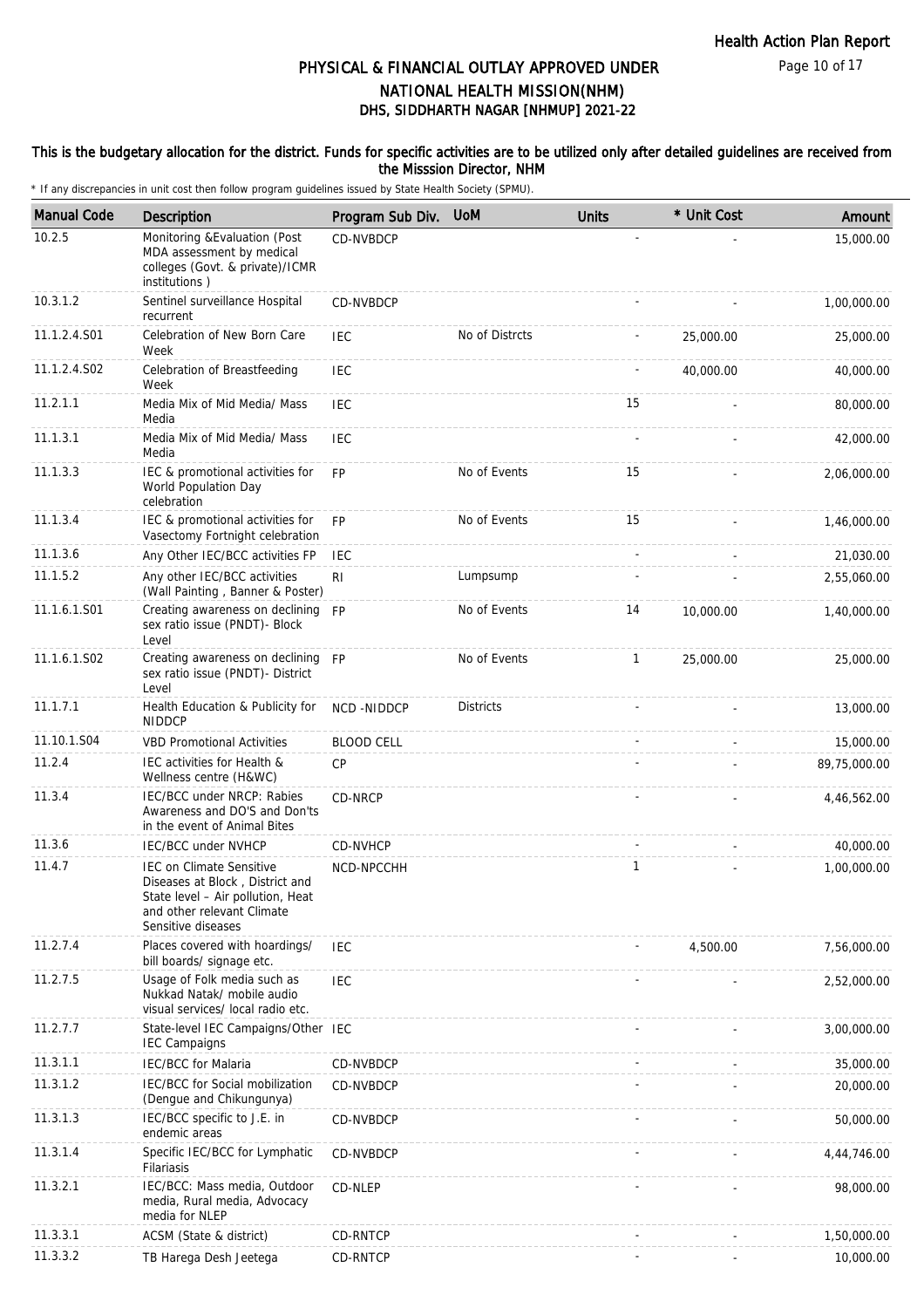# PHYSICAL & FINANCIAL OUTLAY APPROVED UNDER NATIONAL HEALTH MISSION(NHM)

## DHS, SIDDHARTH NAGAR [NHMUP] 2021-22

**This is the budgetary allocation for the district. Funds for specific activities are to be utilized only after detailed guidelines are received from the Misssion Director, NHM**

\* If any discrepancies in unit cost then follow program guidelines issued by State Health Society (SPMU).

| Manual Code | Description | Program Sub Div. | UoM | Units | * Unit Cost | Amount |
|---|---|---|---|---|---|---|
| 10.2.5 | Monitoring &Evaluation (Post MDA assessment by medical colleges (Govt. & private)/ICMR institutions ) | CD-NVBDCP | | - | - | 15,000.00 |
| 10.3.1.2 | Sentinel surveillance Hospital recurrent | CD-NVBDCP | | - | - | 1,00,000.00 |
| 11.1.2.4.S01 | Celebration of New Born Care Week | IEC | No of Distrcts | - | 25,000.00 | 25,000.00 |
| 11.1.2.4.S02 | Celebration of Breastfeeding Week | IEC | | - | 40,000.00 | 40,000.00 |
| 11.2.1.1 | Media Mix of Mid Media/ Mass Media | IEC | | 15 | - | 80,000.00 |
| 11.1.3.1 | Media Mix of Mid Media/ Mass Media | IEC | | - | - | 42,000.00 |
| 11.1.3.3 | IEC & promotional activities for World Population Day celebration | FP | No of Events | 15 | - | 2,06,000.00 |
| 11.1.3.4 | IEC & promotional activities for Vasectomy Fortnight celebration | FP | No of Events | 15 | - | 1,46,000.00 |
| 11.1.3.6 | Any Other IEC/BCC activities FP | IEC | | - | - | 21,030.00 |
| 11.1.5.2 | Any other IEC/BCC activities (Wall Painting , Banner & Poster) | RI | Lumpsump | - | - | 2,55,060.00 |
| 11.1.6.1.S01 | Creating awareness on declining sex ratio issue (PNDT)- Block Level | FP | No of Events | 14 | 10,000.00 | 1,40,000.00 |
| 11.1.6.1.S02 | Creating awareness on declining sex ratio issue (PNDT)- District Level | FP | No of Events | 1 | 25,000.00 | 25,000.00 |
| 11.1.7.1 | Health Education & Publicity for NIDDCP | NCD -NIDDCP | Districts | - | - | 13,000.00 |
| 11.10.1.S04 | VBD Promotional Activities | BLOOD CELL | | - | - | 15,000.00 |
| 11.2.4 | IEC activities for Health & Wellness centre (H&WC) | CP | | - | - | 89,75,000.00 |
| 11.3.4 | IEC/BCC under NRCP: Rabies Awareness and DO'S and Don'ts in the event of Animal Bites | CD-NRCP | | - | - | 4,46,562.00 |
| 11.3.6 | IEC/BCC under NVHCP | CD-NVHCP | | - | - | 40,000.00 |
| 11.4.7 | IEC on Climate Sensitive Diseases at Block , District and State level – Air pollution, Heat and other relevant Climate Sensitive diseases | NCD-NPCCHH | | 1 | - | 1,00,000.00 |
| 11.2.7.4 | Places covered with hoardings/ bill boards/ signage etc. | IEC | | - | 4,500.00 | 7,56,000.00 |
| 11.2.7.5 | Usage of Folk media such as Nukkad Natak/ mobile audio visual services/ local radio etc. | IEC | | - | - | 2,52,000.00 |
| 11.2.7.7 | State-level IEC Campaigns/Other IEC Campaigns | IEC | | - | - | 3,00,000.00 |
| 11.3.1.1 | IEC/BCC for Malaria | CD-NVBDCP | | - | - | 35,000.00 |
| 11.3.1.2 | IEC/BCC for Social mobilization (Dengue and Chikungunya) | CD-NVBDCP | | - | - | 20,000.00 |
| 11.3.1.3 | IEC/BCC specific to J.E. in endemic areas | CD-NVBDCP | | - | - | 50,000.00 |
| 11.3.1.4 | Specific IEC/BCC for Lymphatic Filariasis | CD-NVBDCP | | - | - | 4,44,746.00 |
| 11.3.2.1 | IEC/BCC: Mass media, Outdoor media, Rural media, Advocacy media for NLEP | CD-NLEP | | - | - | 98,000.00 |
| 11.3.3.1 | ACSM (State & district) | CD-RNTCP | | - | - | 1,50,000.00 |
| 11.3.3.2 | TB Harega Desh Jeetega | CD-RNTCP | | - | - | 10,000.00 |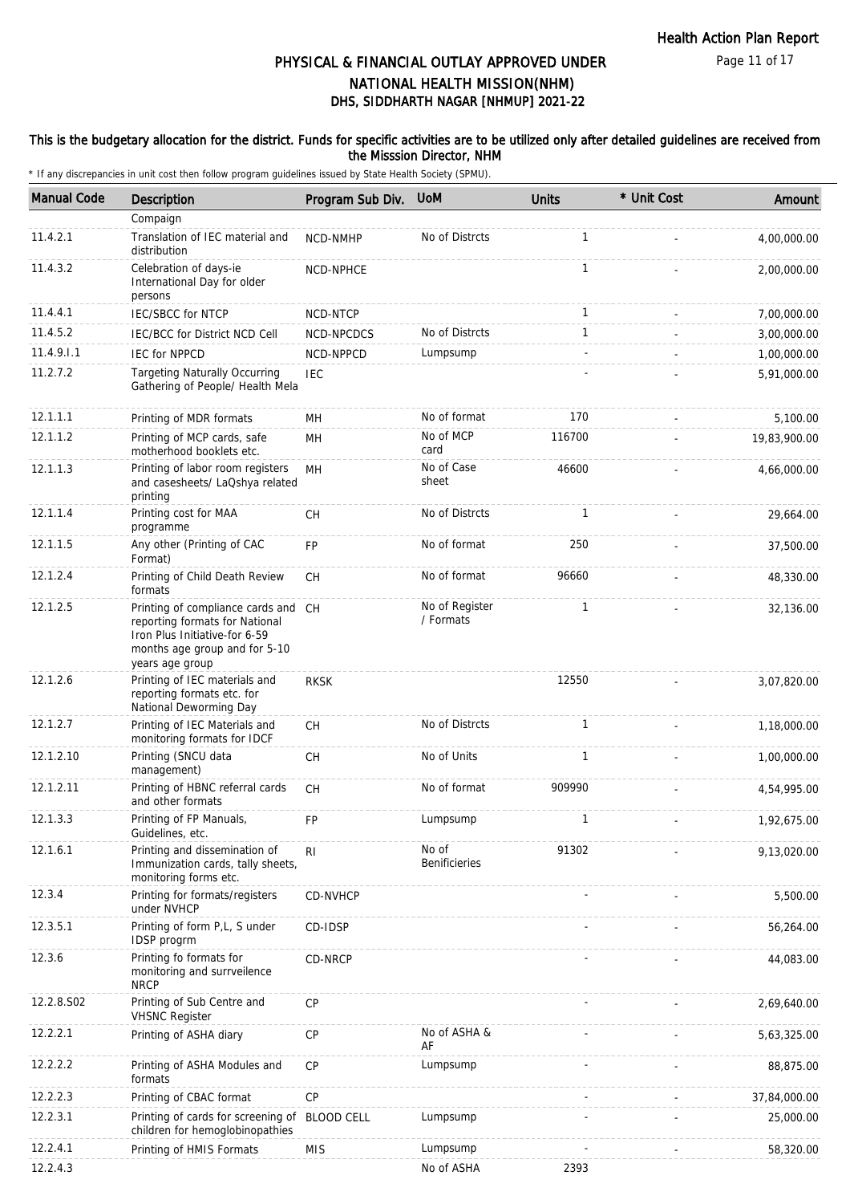# PHYSICAL & FINANCIAL OUTLAY APPROVED UNDER NATIONAL HEALTH MISSION(NHM)
## DHS, SIDDHARTH NAGAR [NHMUP] 2021-22

**This is the budgetary allocation for the district. Funds for specific activities are to be utilized only after detailed guidelines are received from the Misssion Director, NHM**

\* If any discrepancies in unit cost then follow program guidelines issued by State Health Society (SPMU).

| Manual Code | Description | Program Sub Div. | UoM | Units | * Unit Cost | Amount |
|---|---|---|---|---|---|---|
| | Compaign | | | | | |
| 11.4.2.1 | Translation of IEC material and distribution | NCD-NMHP | No of Distrcts | 1 | - | 4,00,000.00 |
| 11.4.3.2 | Celebration of days-ie International Day for older persons | NCD-NPHCE | | 1 | - | 2,00,000.00 |
| 11.4.4.1 | IEC/SBCC for NTCP | NCD-NTCP | | 1 | - | 7,00,000.00 |
| 11.4.5.2 | IEC/BCC for District NCD Cell | NCD-NPCDCS | No of Distrcts | 1 | - | 3,00,000.00 |
| 11.4.9.I.1 | IEC for NPPCD | NCD-NPPCD | Lumpsump | - | - | 1,00,000.00 |
| 11.2.7.2 | Targeting Naturally Occurring Gathering of People/ Health Mela | IEC | | - | - | 5,91,000.00 |
| 12.1.1.1 | Printing of MDR formats | MH | No of format | 170 | - | 5,100.00 |
| 12.1.1.2 | Printing of MCP cards, safe motherhood booklets etc. | MH | No of MCP card | 116700 | - | 19,83,900.00 |
| 12.1.1.3 | Printing of labor room registers and casesheets/ LaQshya related printing | MH | No of Case sheet | 46600 | - | 4,66,000.00 |
| 12.1.1.4 | Printing cost for MAA programme | CH | No of Distrcts | 1 | - | 29,664.00 |
| 12.1.1.5 | Any other (Printing of CAC Format) | FP | No of format | 250 | - | 37,500.00 |
| 12.1.2.4 | Printing of Child Death Review formats | CH | No of format | 96660 | - | 48,330.00 |
| 12.1.2.5 | Printing of compliance cards and reporting formats for National Iron Plus Initiative-for 6-59 months age group and for 5-10 years age group | CH | No of Register / Formats | 1 | - | 32,136.00 |
| 12.1.2.6 | Printing of IEC materials and reporting formats etc. for National Deworming Day | RKSK | | 12550 | - | 3,07,820.00 |
| 12.1.2.7 | Printing of IEC Materials and monitoring formats for IDCF | CH | No of Distrcts | 1 | - | 1,18,000.00 |
| 12.1.2.10 | Printing (SNCU data management) | CH | No of Units | 1 | - | 1,00,000.00 |
| 12.1.2.11 | Printing of HBNC referral cards and other formats | CH | No of format | 909990 | - | 4,54,995.00 |
| 12.1.3.3 | Printing of FP Manuals, Guidelines, etc. | FP | Lumpsump | 1 | - | 1,92,675.00 |
| 12.1.6.1 | Printing and dissemination of Immunization cards, tally sheets, monitoring forms etc. | RI | No of Benificieries | 91302 | - | 9,13,020.00 |
| 12.3.4 | Printing for formats/registers under NVHCP | CD-NVHCP | | - | - | 5,500.00 |
| 12.3.5.1 | Printing of form P,L, S under IDSP progrm | CD-IDSP | | - | - | 56,264.00 |
| 12.3.6 | Printing fo formats for monitoring and surrveilence NRCP | CD-NRCP | | - | - | 44,083.00 |
| 12.2.8.S02 | Printing of Sub Centre and VHSNC Register | CP | | - | - | 2,69,640.00 |
| 12.2.2.1 | Printing of ASHA diary | CP | No of ASHA & AF | - | - | 5,63,325.00 |
| 12.2.2.2 | Printing of ASHA Modules and formats | CP | Lumpsump | - | - | 88,875.00 |
| 12.2.2.3 | Printing of CBAC format | CP | | - | - | 37,84,000.00 |
| 12.2.3.1 | Printing of cards for screening of children for hemoglobinopathies | BLOOD CELL | Lumpsump | - | - | 25,000.00 |
| 12.2.4.1 | Printing of HMIS Formats | MIS | Lumpsump | - | - | 58,320.00 |
| 12.2.4.3 | | | No of ASHA | 2393 | | |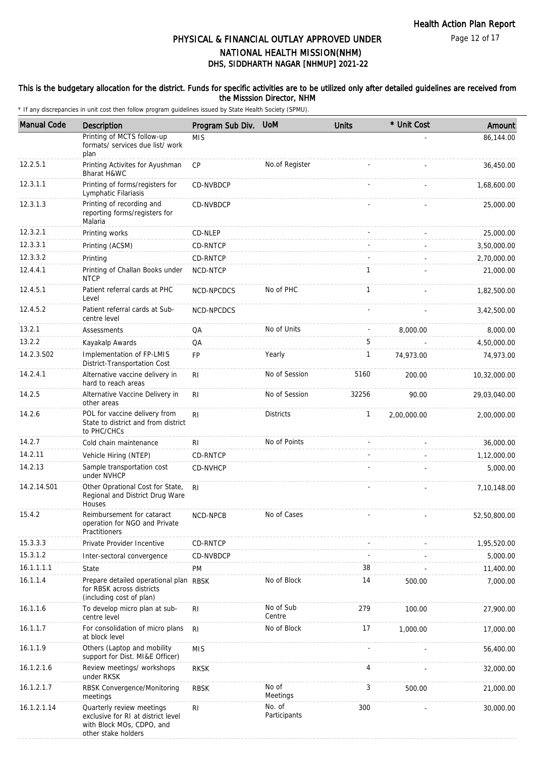# PHYSICAL & FINANCIAL OUTLAY APPROVED UNDER NATIONAL HEALTH MISSION(NHM)
## DHS, SIDDHARTH NAGAR [NHMUP] 2021-22

**This is the budgetary allocation for the district. Funds for specific activities are to be utilized only after detailed guidelines are received from the Misssion Director, NHM**

\* If any discrepancies in unit cost then follow program guidelines issued by State Health Society (SPMU).

| Manual Code | Description | Program Sub Div. | UoM | Units | * Unit Cost | Amount |
|---|---|---|---|---|---|---|
| | Printing of MCTS follow-up formats/ services due list/ work plan | MIS | | | - | 86,144.00 |
| 12.2.5.1 | Printing Activites for Ayushman Bharat H&WC | CP | No.of Register | - | - | 36,450.00 |
| 12.3.1.1 | Printing of forms/registers for Lymphatic Filariasis | CD-NVBDCP | | - | - | 1,68,600.00 |
| 12.3.1.3 | Printing of recording and reporting forms/registers for Malaria | CD-NVBDCP | | - | - | 25,000.00 |
| 12.3.2.1 | Printing works | CD-NLEP | | - | - | 25,000.00 |
| 12.3.3.1 | Printing (ACSM) | CD-RNTCP | | - | - | 3,50,000.00 |
| 12.3.3.2 | Printing | CD-RNTCP | | - | - | 2,70,000.00 |
| 12.4.4.1 | Printing of Challan Books under NTCP | NCD-NTCP | | 1 | - | 21,000.00 |
| 12.4.5.1 | Patient referral cards at PHC Level | NCD-NPCDCS | No of PHC | 1 | - | 1,82,500.00 |
| 12.4.5.2 | Patient referral cards at Sub-centre level | NCD-NPCDCS | | - | - | 3,42,500.00 |
| 13.2.1 | Assessments | QA | No of Units | - | 8,000.00 | 8,000.00 |
| 13.2.2 | Kayakalp Awards | QA | | 5 | - | 4,50,000.00 |
| 14.2.3.S02 | Implementation of FP-LMIS District-Transportation Cost | FP | Yearly | 1 | 74,973.00 | 74,973.00 |
| 14.2.4.1 | Alternative vaccine delivery in hard to reach areas | RI | No of Session | 5160 | 200.00 | 10,32,000.00 |
| 14.2.5 | Alternative Vaccine Delivery in other areas | RI | No of Session | 32256 | 90.00 | 29,03,040.00 |
| 14.2.6 | POL for vaccine delivery from State to district and from district to PHC/CHCs | RI | Districts | 1 | 2,00,000.00 | 2,00,000.00 |
| 14.2.7 | Cold chain maintenance | RI | No of Points | - | - | 36,000.00 |
| 14.2.11 | Vehicle Hiring (NTEP) | CD-RNTCP | | - | - | 1,12,000.00 |
| 14.2.13 | Sample transportation cost under NVHCP | CD-NVHCP | | - | - | 5,000.00 |
| 14.2.14.S01 | Other Oprational Cost for State, Regional and District Drug Ware Houses | RI | | - | - | 7,10,148.00 |
| 15.4.2 | Reimbursement for cataract operation for NGO and Private Practitioners | NCD-NPCB | No of Cases | - | - | 52,50,800.00 |
| 15.3.3.3 | Private Provider Incentive | CD-RNTCP | | - | - | 1,95,520.00 |
| 15.3.1.2 | Inter-sectoral convergence | CD-NVBDCP | | - | - | 5,000.00 |
| 16.1.1.1.1 | State | PM | | 38 | - | 11,400.00 |
| 16.1.1.4 | Prepare detailed operational plan for RBSK across districts (including cost of plan) | RBSK | No of Block | 14 | 500.00 | 7,000.00 |
| 16.1.1.6 | To develop micro plan at sub-centre level | RI | No of Sub Centre | 279 | 100.00 | 27,900.00 |
| 16.1.1.7 | For consolidation of micro plans at block level | RI | No of Block | 17 | 1,000.00 | 17,000.00 |
| 16.1.1.9 | Others (Laptop and mobility support for Dist. MI&E Officer) | MIS | | - | - | 56,400.00 |
| 16.1.2.1.6 | Review meetings/ workshops under RKSK | RKSK | | 4 | - | 32,000.00 |
| 16.1.2.1.7 | RBSK Convergence/Monitoring meetings | RBSK | No of Meetings | 3 | 500.00 | 21,000.00 |
| 16.1.2.1.14 | Quarterly review meetings exclusive for RI at district level with Block MOs, CDPO, and other stake holders | RI | No. of Participants | 300 | - | 30,000.00 |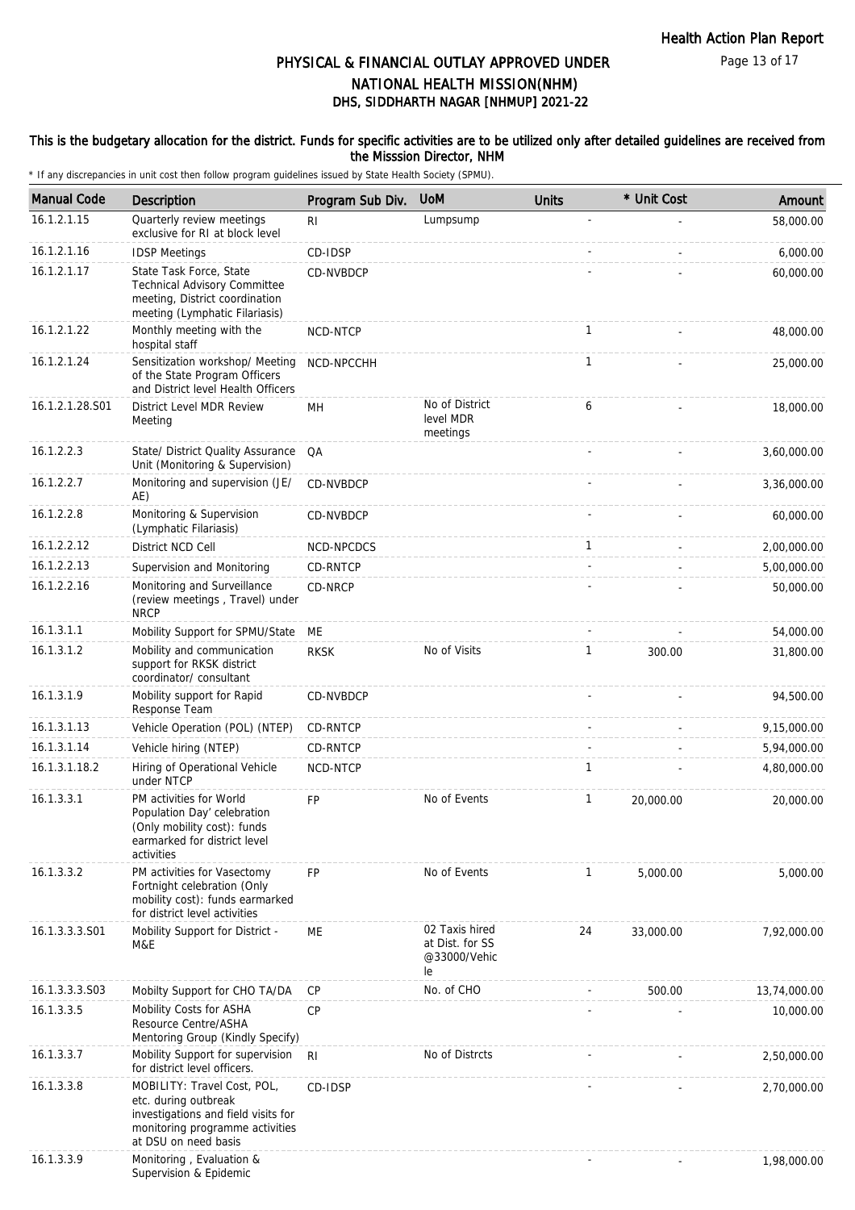# PHYSICAL & FINANCIAL OUTLAY APPROVED UNDER NATIONAL HEALTH MISSION(NHM)

## DHS, SIDDHARTH NAGAR [NHMUP] 2021-22

### This is the budgetary allocation for the district. Funds for specific activities are to be utilized only after detailed guidelines are received from the Misssion Director, NHM

\* If any discrepancies in unit cost then follow program guidelines issued by State Health Society (SPMU).

| Manual Code | Description | Program Sub Div. | UoM | Units | * Unit Cost | Amount |
|---|---|---|---|---|---|---|
| 16.1.2.1.15 | Quarterly review meetings exclusive for RI at block level | RI | Lumpsump | - | - | 58,000.00 |
| 16.1.2.1.16 | IDSP Meetings | CD-IDSP | | - | - | 6,000.00 |
| 16.1.2.1.17 | State Task Force, State Technical Advisory Committee meeting, District coordination meeting (Lymphatic Filariasis) | CD-NVBDCP | | - | - | 60,000.00 |
| 16.1.2.1.22 | Monthly meeting with the hospital staff | NCD-NTCP | | 1 | - | 48,000.00 |
| 16.1.2.1.24 | Sensitization workshop/ Meeting of the State Program Officers and District level Health Officers | NCD-NPCCHH | | 1 | - | 25,000.00 |
| 16.1.2.1.28.S01 | District Level MDR Review Meeting | MH | No of District level MDR meetings | 6 | - | 18,000.00 |
| 16.1.2.2.3 | State/ District Quality Assurance Unit (Monitoring & Supervision) | QA | | - | - | 3,60,000.00 |
| 16.1.2.2.7 | Monitoring and supervision (JE/ AE) | CD-NVBDCP | | - | - | 3,36,000.00 |
| 16.1.2.2.8 | Monitoring & Supervision (Lymphatic Filariasis) | CD-NVBDCP | | - | - | 60,000.00 |
| 16.1.2.2.12 | District NCD Cell | NCD-NPCDCS | | 1 | - | 2,00,000.00 |
| 16.1.2.2.13 | Supervision and Monitoring | CD-RNTCP | | - | - | 5,00,000.00 |
| 16.1.2.2.16 | Monitoring and Surveillance (review meetings , Travel) under NRCP | CD-NRCP | | - | - | 50,000.00 |
| 16.1.3.1.1 | Mobility Support for SPMU/State | ME | | - | - | 54,000.00 |
| 16.1.3.1.2 | Mobility and communication support for RKSK district coordinator/ consultant | RKSK | No of Visits | 1 | 300.00 | 31,800.00 |
| 16.1.3.1.9 | Mobility support for Rapid Response Team | CD-NVBDCP | | - | - | 94,500.00 |
| 16.1.3.1.13 | Vehicle Operation (POL) (NTEP) | CD-RNTCP | | - | - | 9,15,000.00 |
| 16.1.3.1.14 | Vehicle hiring (NTEP) | CD-RNTCP | | - | - | 5,94,000.00 |
| 16.1.3.1.18.2 | Hiring of Operational Vehicle under NTCP | NCD-NTCP | | 1 | - | 4,80,000.00 |
| 16.1.3.3.1 | PM activities for World Population Day' celebration (Only mobility cost): funds earmarked for district level activities | FP | No of Events | 1 | 20,000.00 | 20,000.00 |
| 16.1.3.3.2 | PM activities for Vasectomy Fortnight celebration (Only mobility cost): funds earmarked for district level activities | FP | No of Events | 1 | 5,000.00 | 5,000.00 |
| 16.1.3.3.3.S01 | Mobility Support for District - M&E | ME | 02 Taxis hired at Dist. for SS @33000/Vehicle | 24 | 33,000.00 | 7,92,000.00 |
| 16.1.3.3.3.S03 | Mobilty Support for CHO TA/DA | CP | No. of CHO | - | 500.00 | 13,74,000.00 |
| 16.1.3.3.5 | Mobility Costs for ASHA Resource Centre/ASHA Mentoring Group (Kindly Specify) | CP | | - | - | 10,000.00 |
| 16.1.3.3.7 | Mobility Support for supervision for district level officers. | RI | No of Distrcts | - | - | 2,50,000.00 |
| 16.1.3.3.8 | MOBILITY: Travel Cost, POL, etc. during outbreak investigations and field visits for monitoring programme activities at DSU on need basis | CD-IDSP | | - | - | 2,70,000.00 |
| 16.1.3.3.9 | Monitoring , Evaluation & Supervision & Epidemic | | | - | - | 1,98,000.00 |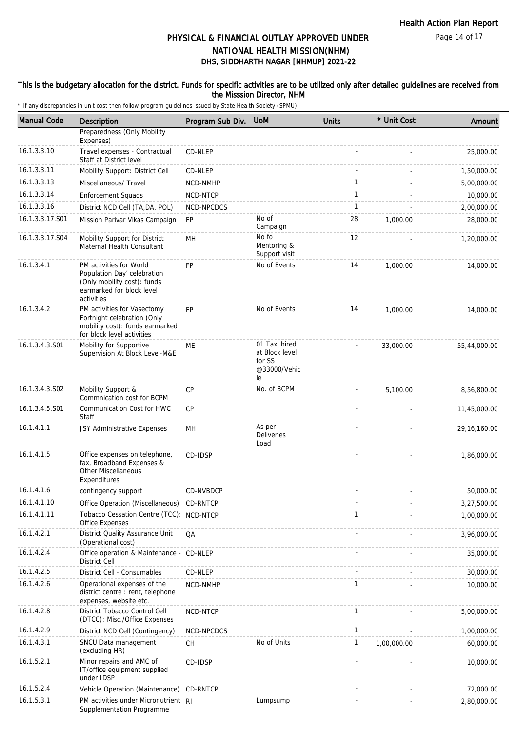## PHYSICAL & FINANCIAL OUTLAY APPROVED UNDER NATIONAL HEALTH MISSION(NHM)

## DHS, SIDDHARTH NAGAR [NHMUP] 2021-22

### This is the budgetary allocation for the district. Funds for specific activities are to be utilized only after detailed guidelines are received from the Misssion Director, NHM

\* If any discrepancies in unit cost then follow program guidelines issued by State Health Society (SPMU).

| Manual Code | Description | Program Sub Div. | UoM | Units | * Unit Cost | Amount |
|---|---|---|---|---|---|---|
| | Preparedness (Only Mobility Expenses) | | | | | |
| 16.1.3.3.10 | Travel expenses - Contractual Staff at District level | CD-NLEP | | - | - | 25,000.00 |
| 16.1.3.3.11 | Mobility Support: District Cell | CD-NLEP | | - | - | 1,50,000.00 |
| 16.1.3.3.13 | Miscellaneous/ Travel | NCD-NMHP | | 1 | - | 5,00,000.00 |
| 16.1.3.3.14 | Enforcement Squads | NCD-NTCP | | 1 | - | 10,000.00 |
| 16.1.3.3.16 | District NCD Cell (TA,DA, POL) | NCD-NPCDCS | | 1 | - | 2,00,000.00 |
| 16.1.3.3.17.S01 | Mission Parivar Vikas Campaign | FP | No of Campaign | 28 | 1,000.00 | 28,000.00 |
| 16.1.3.3.17.S04 | Mobility Support for District Maternal Health Consultant | MH | No fo Mentoring & Support visit | 12 | - | 1,20,000.00 |
| 16.1.3.4.1 | PM activities for World Population Day' celebration (Only mobility cost): funds earmarked for block level activities | FP | No of Events | 14 | 1,000.00 | 14,000.00 |
| 16.1.3.4.2 | PM activities for Vasectomy Fortnight celebration (Only mobility cost): funds earmarked for block level activities | FP | No of Events | 14 | 1,000.00 | 14,000.00 |
| 16.1.3.4.3.S01 | Mobility for Supportive Supervision At Block Level-M&E | ME | 01 Taxi hired at Block level for SS @33000/Vehicle | - | 33,000.00 | 55,44,000.00 |
| 16.1.3.4.3.S02 | Mobility Support & Commnication cost for BCPM | CP | No. of BCPM | - | 5,100.00 | 8,56,800.00 |
| 16.1.3.4.5.S01 | Communication Cost for HWC Staff | CP | | - | - | 11,45,000.00 |
| 16.1.4.1.1 | JSY Administrative Expenses | MH | As per Deliveries Load | - | - | 29,16,160.00 |
| 16.1.4.1.5 | Office expenses on telephone, fax, Broadband Expenses & Other Miscellaneous Expenditures | CD-IDSP | | - | - | 1,86,000.00 |
| 16.1.4.1.6 | contingency support | CD-NVBDCP | | - | - | 50,000.00 |
| 16.1.4.1.10 | Office Operation (Miscellaneous) | CD-RNTCP | | - | - | 3,27,500.00 |
| 16.1.4.1.11 | Tobacco Cessation Centre (TCC): Office Expenses | NCD-NTCP | | 1 | - | 1,00,000.00 |
| 16.1.4.2.1 | District Quality Assurance Unit (Operational cost) | QA | | - | - | 3,96,000.00 |
| 16.1.4.2.4 | Office operation & Maintenance - District Cell | CD-NLEP | | - | - | 35,000.00 |
| 16.1.4.2.5 | District Cell - Consumables | CD-NLEP | | - | - | 30,000.00 |
| 16.1.4.2.6 | Operational expenses of the district centre : rent, telephone expenses, website etc. | NCD-NMHP | | 1 | - | 10,000.00 |
| 16.1.4.2.8 | District Tobacco Control Cell (DTCC): Misc./Office Expenses | NCD-NTCP | | 1 | - | 5,00,000.00 |
| 16.1.4.2.9 | District NCD Cell (Contingency) | NCD-NPCDCS | | 1 | - | 1,00,000.00 |
| 16.1.4.3.1 | SNCU Data management (excluding HR) | CH | No of Units | 1 | 1,00,000.00 | 60,000.00 |
| 16.1.5.2.1 | Minor repairs and AMC of IT/office equipment supplied under IDSP | CD-IDSP | | - | - | 10,000.00 |
| 16.1.5.2.4 | Vehicle Operation (Maintenance) | CD-RNTCP | | - | - | 72,000.00 |
| 16.1.5.3.1 | PM activities under Micronutrient Supplementation Programme | RI | Lumpsump | - | - | 2,80,000.00 |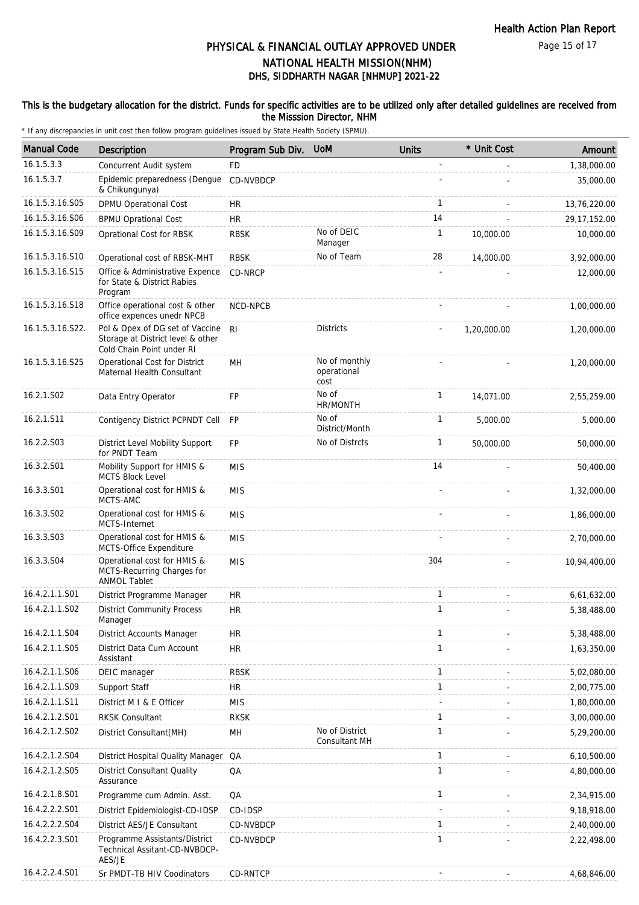# PHYSICAL & FINANCIAL OUTLAY APPROVED UNDER NATIONAL HEALTH MISSION(NHM)

## DHS, SIDDHARTH NAGAR [NHMUP] 2021-22

**This is the budgetary allocation for the district. Funds for specific activities are to be utilized only after detailed guidelines are received from the Misssion Director, NHM**

\* If any discrepancies in unit cost then follow program guidelines issued by State Health Society (SPMU).

| Manual Code | Description | Program Sub Div. | UoM | Units | * Unit Cost | Amount |
|---|---|---|---|---|---|---|
| 16.1.5.3.3 | Concurrent Audit system | FD | | - | - | 1,38,000.00 |
| 16.1.5.3.7 | Epidemic preparedness (Dengue & Chikungunya) | CD-NVBDCP | | - | - | 35,000.00 |
| 16.1.5.3.16.S05 | DPMU Operational Cost | HR | | 1 | - | 13,76,220.00 |
| 16.1.5.3.16.S06 | BPMU Oprational Cost | HR | | 14 | - | 29,17,152.00 |
| 16.1.5.3.16.S09 | Oprational Cost for RBSK | RBSK | No of DEIC Manager | 1 | 10,000.00 | 10,000.00 |
| 16.1.5.3.16.S10 | Operational cost of RBSK-MHT | RBSK | No of Team | 28 | 14,000.00 | 3,92,000.00 |
| 16.1.5.3.16.S15 | Office & Administrative Expence for State & District Rabies Program | CD-NRCP | | - | - | 12,000.00 |
| 16.1.5.3.16.S18 | Office operational cost & other office expences unedr NPCB | NCD-NPCB | | - | - | 1,00,000.00 |
| 16.1.5.3.16.S22. | Pol & Opex of DG set of Vaccine Storage at District level & other Cold Chain Point under RI | RI | Districts | - | 1,20,000.00 | 1,20,000.00 |
| 16.1.5.3.16.S25 | Operational Cost for District Maternal Health Consultant | MH | No of monthly operational cost | - | - | 1,20,000.00 |
| 16.2.1.S02 | Data Entry Operator | FP | No of HR/MONTH | 1 | 14,071.00 | 2,55,259.00 |
| 16.2.1.S11 | Contigency District PCPNDT Cell | FP | No of District/Month | 1 | 5,000.00 | 5,000.00 |
| 16.2.2.S03 | District Level Mobility Support for PNDT Team | FP | No of Distrcts | 1 | 50,000.00 | 50,000.00 |
| 16.3.2.S01 | Mobility Support for HMIS & MCTS Block Level | MIS | | 14 | - | 50,400.00 |
| 16.3.3.S01 | Operational cost for HMIS & MCTS-AMC | MIS | | - | - | 1,32,000.00 |
| 16.3.3.S02 | Operational cost for HMIS & MCTS-Internet | MIS | | - | - | 1,86,000.00 |
| 16.3.3.S03 | Operational cost for HMIS & MCTS-Office Expenditure | MIS | | - | - | 2,70,000.00 |
| 16.3.3.S04 | Operational cost for HMIS & MCTS-Recurring Charges for ANMOL Tablet | MIS | | 304 | - | 10,94,400.00 |
| 16.4.2.1.1.S01 | District Programme Manager | HR | | 1 | - | 6,61,632.00 |
| 16.4.2.1.1.S02 | District Community Process Manager | HR | | 1 | - | 5,38,488.00 |
| 16.4.2.1.1.S04 | District Accounts Manager | HR | | 1 | - | 5,38,488.00 |
| 16.4.2.1.1.S05 | District Data Cum Account Assistant | HR | | 1 | - | 1,63,350.00 |
| 16.4.2.1.1.S06 | DEIC manager | RBSK | | 1 | - | 5,02,080.00 |
| 16.4.2.1.1.S09 | Support Staff | HR | | 1 | - | 2,00,775.00 |
| 16.4.2.1.1.S11 | District M I & E Officer | MIS | | - | - | 1,80,000.00 |
| 16.4.2.1.2.S01 | RKSK Consultant | RKSK | | 1 | - | 3,00,000.00 |
| 16.4.2.1.2.S02 | District Consultant(MH) | MH | No of District Consultant MH | 1 | - | 5,29,200.00 |
| 16.4.2.1.2.S04 | District Hospital Quality Manager | QA | | 1 | - | 6,10,500.00 |
| 16.4.2.1.2.S05 | District Consultant Quality Assurance | QA | | 1 | - | 4,80,000.00 |
| 16.4.2.1.8.S01 | Programme cum Admin. Asst. | QA | | 1 | - | 2,34,915.00 |
| 16.4.2.2.2.S01 | District Epidemiologist-CD-IDSP | CD-IDSP | | - | - | 9,18,918.00 |
| 16.4.2.2.2.S04 | District AES/JE Consultant | CD-NVBDCP | | 1 | - | 2,40,000.00 |
| 16.4.2.2.3.S01 | Programme Assistants/District Technical Assitant-CD-NVBDCP-AES/JE | CD-NVBDCP | | 1 | - | 2,22,498.00 |
| 16.4.2.2.4.S01 | Sr PMDT-TB HIV Coodinators | CD-RNTCP | | - | - | 4,68,846.00 |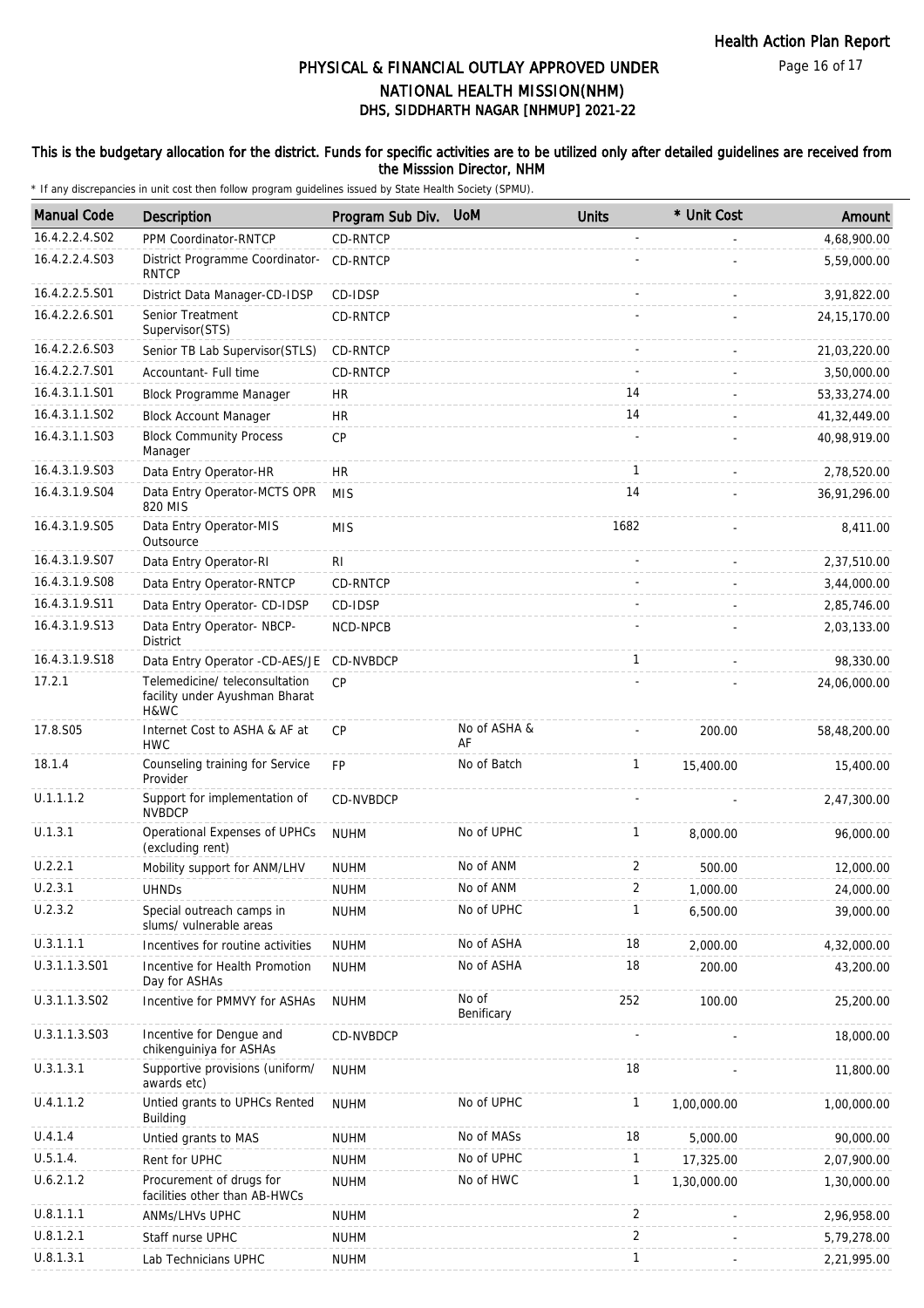# PHYSICAL & FINANCIAL OUTLAY APPROVED UNDER NATIONAL HEALTH MISSION(NHM)
## DHS, SIDDHARTH NAGAR [NHMUP] 2021-22

**This is the budgetary allocation for the district. Funds for specific activities are to be utilized only after detailed guidelines are received from the Misssion Director, NHM**

\* If any discrepancies in unit cost then follow program guidelines issued by State Health Society (SPMU).

| Manual Code | Description | Program Sub Div. | UoM | Units | * Unit Cost | Amount |
|---|---|---|---|---|---|---|
| 16.4.2.2.4.S02 | PPM Coordinator-RNTCP | CD-RNTCP | | - | - | 4,68,900.00 |
| 16.4.2.2.4.S03 | District Programme Coordinator-RNTCP | CD-RNTCP | | - | - | 5,59,000.00 |
| 16.4.2.2.5.S01 | District Data Manager-CD-IDSP | CD-IDSP | | - | - | 3,91,822.00 |
| 16.4.2.2.6.S01 | Senior Treatment Supervisor(STS) | CD-RNTCP | | - | - | 24,15,170.00 |
| 16.4.2.2.6.S03 | Senior TB Lab Supervisor(STLS) | CD-RNTCP | | - | - | 21,03,220.00 |
| 16.4.2.2.7.S01 | Accountant- Full time | CD-RNTCP | | - | - | 3,50,000.00 |
| 16.4.3.1.1.S01 | Block Programme Manager | HR | | 14 | - | 53,33,274.00 |
| 16.4.3.1.1.S02 | Block Account Manager | HR | | 14 | - | 41,32,449.00 |
| 16.4.3.1.1.S03 | Block Community Process Manager | CP | | - | - | 40,98,919.00 |
| 16.4.3.1.9.S03 | Data Entry Operator-HR | HR | | 1 | - | 2,78,520.00 |
| 16.4.3.1.9.S04 | Data Entry Operator-MCTS OPR 820 MIS | MIS | | 14 | - | 36,91,296.00 |
| 16.4.3.1.9.S05 | Data Entry Operator-MIS Outsource | MIS | | 1682 | - | 8,411.00 |
| 16.4.3.1.9.S07 | Data Entry Operator-RI | RI | | - | - | 2,37,510.00 |
| 16.4.3.1.9.S08 | Data Entry Operator-RNTCP | CD-RNTCP | | - | - | 3,44,000.00 |
| 16.4.3.1.9.S11 | Data Entry Operator- CD-IDSP | CD-IDSP | | - | - | 2,85,746.00 |
| 16.4.3.1.9.S13 | Data Entry Operator- NBCP-District | NCD-NPCB | | - | - | 2,03,133.00 |
| 16.4.3.1.9.S18 | Data Entry Operator -CD-AES/JE | CD-NVBDCP | | 1 | - | 98,330.00 |
| 17.2.1 | Telemedicine/ teleconsultation facility under Ayushman Bharat H&WC | CP | | - | - | 24,06,000.00 |
| 17.8.S05 | Internet Cost to ASHA & AF at HWC | CP | No of ASHA & AF | - | 200.00 | 58,48,200.00 |
| 18.1.4 | Counseling training for Service Provider | FP | No of Batch | 1 | 15,400.00 | 15,400.00 |
| U.1.1.1.2 | Support for implementation of NVBDCP | CD-NVBDCP | | - | - | 2,47,300.00 |
| U.1.3.1 | Operational Expenses of UPHCs (excluding rent) | NUHM | No of UPHC | 1 | 8,000.00 | 96,000.00 |
| U.2.2.1 | Mobility support for ANM/LHV | NUHM | No of ANM | 2 | 500.00 | 12,000.00 |
| U.2.3.1 | UHNDs | NUHM | No of ANM | 2 | 1,000.00 | 24,000.00 |
| U.2.3.2 | Special outreach camps in slums/ vulnerable areas | NUHM | No of UPHC | 1 | 6,500.00 | 39,000.00 |
| U.3.1.1.1 | Incentives for routine activities | NUHM | No of ASHA | 18 | 2,000.00 | 4,32,000.00 |
| U.3.1.1.3.S01 | Incentive for Health Promotion Day for ASHAs | NUHM | No of ASHA | 18 | 200.00 | 43,200.00 |
| U.3.1.1.3.S02 | Incentive for PMMVY for ASHAs | NUHM | No of Benificary | 252 | 100.00 | 25,200.00 |
| U.3.1.1.3.S03 | Incentive for Dengue and chikenguiniya for ASHAs | CD-NVBDCP | | - | - | 18,000.00 |
| U.3.1.3.1 | Supportive provisions (uniform/ awards etc) | NUHM | | 18 | - | 11,800.00 |
| U.4.1.1.2 | Untied grants to UPHCs Rented Building | NUHM | No of UPHC | 1 | 1,00,000.00 | 1,00,000.00 |
| U.4.1.4 | Untied grants to MAS | NUHM | No of MASs | 18 | 5,000.00 | 90,000.00 |
| U.5.1.4. | Rent for UPHC | NUHM | No of UPHC | 1 | 17,325.00 | 2,07,900.00 |
| U.6.2.1.2 | Procurement of drugs for facilities other than AB-HWCs | NUHM | No of HWC | 1 | 1,30,000.00 | 1,30,000.00 |
| U.8.1.1.1 | ANMs/LHVs UPHC | NUHM | | 2 | - | 2,96,958.00 |
| U.8.1.2.1 | Staff nurse UPHC | NUHM | | 2 | - | 5,79,278.00 |
| U.8.1.3.1 | Lab Technicians UPHC | NUHM | | 1 | - | 2,21,995.00 |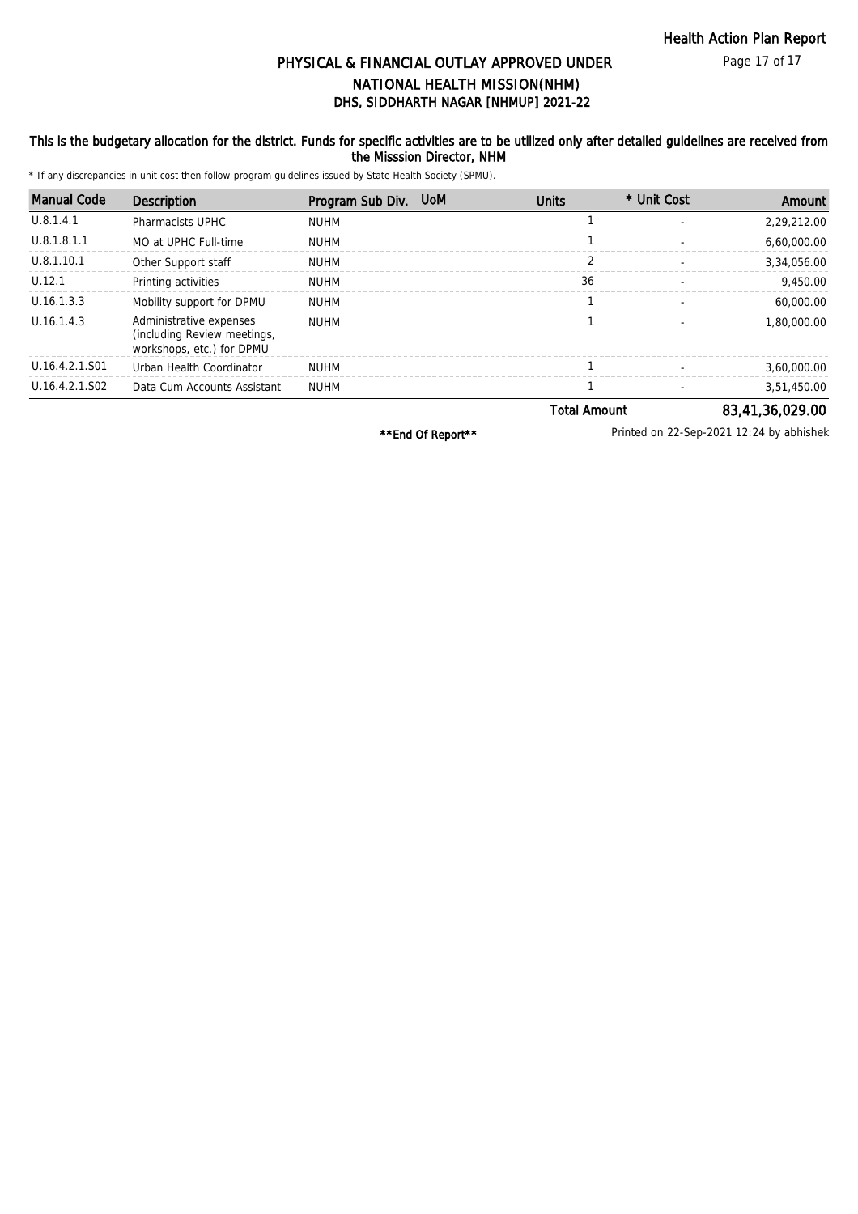Health Action Plan Report

# PHYSICAL & FINANCIAL OUTLAY APPROVED UNDER NATIONAL HEALTH MISSION(NHM)

## DHS, SIDDHARTH NAGAR [NHMUP] 2021-22

**This is the budgetary allocation for the district. Funds for specific activities are to be utilized only after detailed guidelines are received from the Misssion Director, NHM**

* If any discrepancies in unit cost then follow program guidelines issued by State Health Society (SPMU).

| Manual Code | Description | Program Sub Div. | UoM | Units | * Unit Cost | Amount |
|---|---|---|---|---|---|---|
| U.8.1.4.1 | Pharmacists UPHC | NUHM | | 1 | - | 2,29,212.00 |
| U.8.1.8.1.1 | MO at UPHC Full-time | NUHM | | 1 | - | 6,60,000.00 |
| U.8.1.10.1 | Other Support staff | NUHM | | 2 | - | 3,34,056.00 |
| U.12.1 | Printing activities | NUHM | | 36 | - | 9,450.00 |
| U.16.1.3.3 | Mobility support for DPMU | NUHM | | 1 | - | 60,000.00 |
| U.16.1.4.3 | Administrative expenses (including Review meetings, workshops, etc.) for DPMU | NUHM | | 1 | - | 1,80,000.00 |
| U.16.4.2.1.S01 | Urban Health Coordinator | NUHM | | 1 | - | 3,60,000.00 |
| U.16.4.2.1.S02 | Data Cum Accounts Assistant | NUHM | | 1 | - | 3,51,450.00 |
| | | | | **Total Amount** | | **83,41,36,029.00** |

**End Of Report**

Printed on 22-Sep-2021 12:24 by abhishek